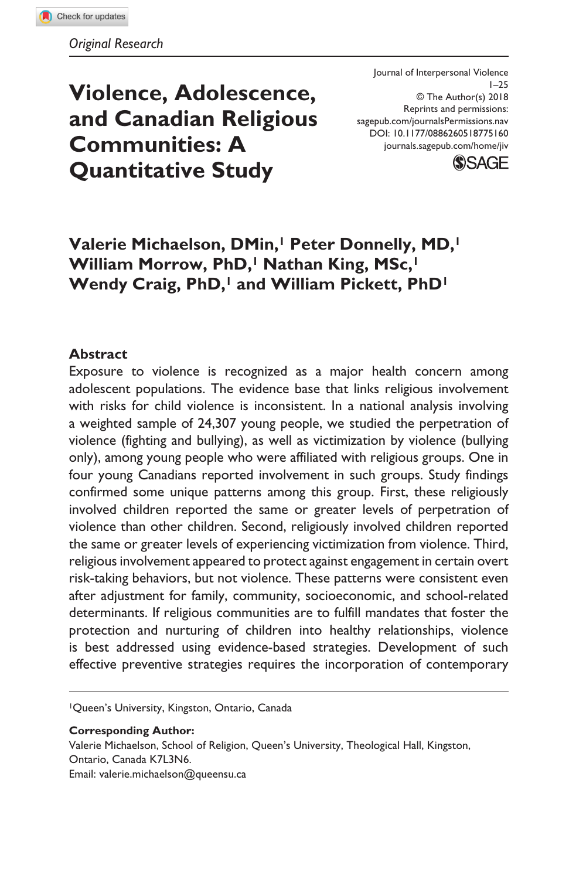*Original Research*

Journal of Interpersonal Violence
1–25
© The Author(s) 2018
Reprints and permissions:
sagepub.com/journalsPermissions.nav
DOI: 10.1177/0886260518775160
journals.sagepub.com/home/jiv

# Violence, Adolescence, and Canadian Religious Communities: A Quantitative Study

**Valerie Michaelson, DMin,[1] Peter Donnelly, MD,[1] William Morrow, PhD,[1] Nathan King, MSc,[1] Wendy Craig, PhD,[1] and William Pickett, PhD[1]**

## Abstract

Exposure to violence is recognized as a major health concern among adolescent populations. The evidence base that links religious involvement with risks for child violence is inconsistent. In a national analysis involving a weighted sample of 24,307 young people, we studied the perpetration of violence (fighting and bullying), as well as victimization by violence (bullying only), among young people who were affiliated with religious groups. One in four young Canadians reported involvement in such groups. Study findings confirmed some unique patterns among this group. First, these religiously involved children reported the same or greater levels of perpetration of violence than other children. Second, religiously involved children reported the same or greater levels of experiencing victimization from violence. Third, religious involvement appeared to protect against engagement in certain overt risk-taking behaviors, but not violence. These patterns were consistent even after adjustment for family, community, socioeconomic, and school-related determinants. If religious communities are to fulfill mandates that foster the protection and nurturing of children into healthy relationships, violence is best addressed using evidence-based strategies. Development of such effective preventive strategies requires the incorporation of contemporary

---

[1]Queen's University, Kingston, Ontario, Canada

**Corresponding Author:**
Valerie Michaelson, School of Religion, Queen's University, Theological Hall, Kingston, Ontario, Canada K7L3N6.
Email: valerie.michaelson@queensu.ca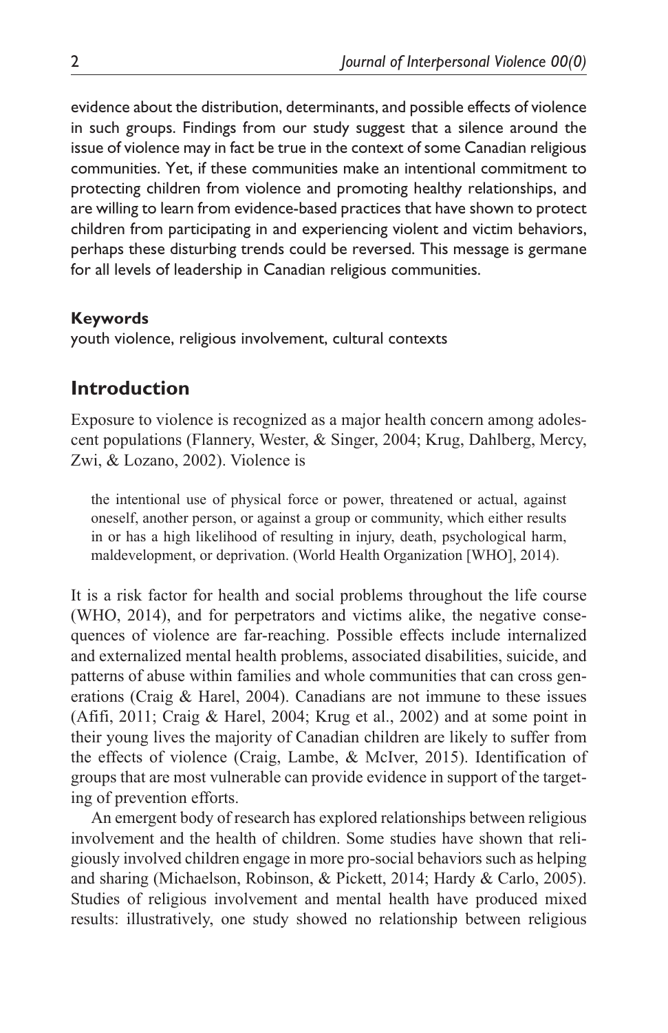evidence about the distribution, determinants, and possible effects of violence in such groups. Findings from our study suggest that a silence around the issue of violence may in fact be true in the context of some Canadian religious communities. Yet, if these communities make an intentional commitment to protecting children from violence and promoting healthy relationships, and are willing to learn from evidence-based practices that have shown to protect children from participating in and experiencing violent and victim behaviors, perhaps these disturbing trends could be reversed. This message is germane for all levels of leadership in Canadian religious communities.

**Keywords**

youth violence, religious involvement, cultural contexts

## Introduction

Exposure to violence is recognized as a major health concern among adolescent populations (Flannery, Wester, & Singer, 2004; Krug, Dahlberg, Mercy, Zwi, & Lozano, 2002). Violence is

> the intentional use of physical force or power, threatened or actual, against oneself, another person, or against a group or community, which either results in or has a high likelihood of resulting in injury, death, psychological harm, maldevelopment, or deprivation. (World Health Organization [WHO], 2014).

It is a risk factor for health and social problems throughout the life course (WHO, 2014), and for perpetrators and victims alike, the negative consequences of violence are far-reaching. Possible effects include internalized and externalized mental health problems, associated disabilities, suicide, and patterns of abuse within families and whole communities that can cross generations (Craig & Harel, 2004). Canadians are not immune to these issues (Afifi, 2011; Craig & Harel, 2004; Krug et al., 2002) and at some point in their young lives the majority of Canadian children are likely to suffer from the effects of violence (Craig, Lambe, & McIver, 2015). Identification of groups that are most vulnerable can provide evidence in support of the targeting of prevention efforts.

An emergent body of research has explored relationships between religious involvement and the health of children. Some studies have shown that religiously involved children engage in more pro-social behaviors such as helping and sharing (Michaelson, Robinson, & Pickett, 2014; Hardy & Carlo, 2005). Studies of religious involvement and mental health have produced mixed results: illustratively, one study showed no relationship between religious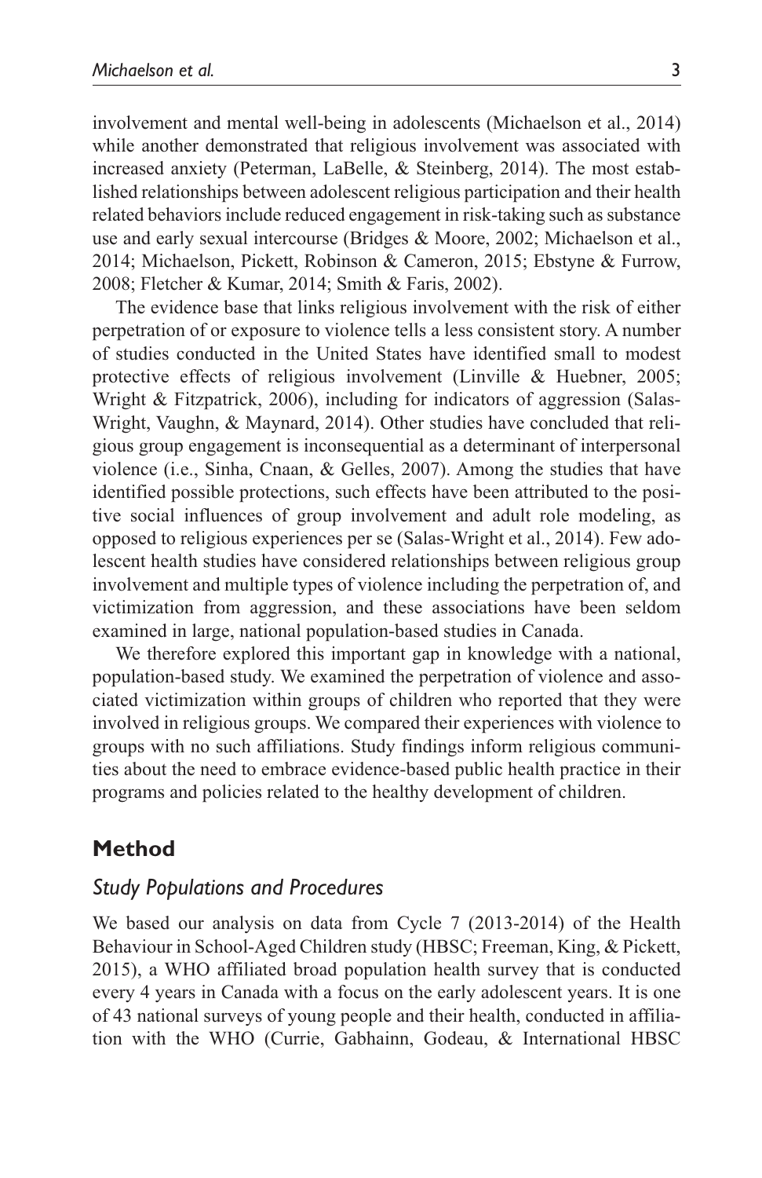involvement and mental well-being in adolescents (Michaelson et al., 2014) while another demonstrated that religious involvement was associated with increased anxiety (Peterman, LaBelle, & Steinberg, 2014). The most established relationships between adolescent religious participation and their health related behaviors include reduced engagement in risk-taking such as substance use and early sexual intercourse (Bridges & Moore, 2002; Michaelson et al., 2014; Michaelson, Pickett, Robinson & Cameron, 2015; Ebstyne & Furrow, 2008; Fletcher & Kumar, 2014; Smith & Faris, 2002).

The evidence base that links religious involvement with the risk of either perpetration of or exposure to violence tells a less consistent story. A number of studies conducted in the United States have identified small to modest protective effects of religious involvement (Linville & Huebner, 2005; Wright & Fitzpatrick, 2006), including for indicators of aggression (Salas-Wright, Vaughn, & Maynard, 2014). Other studies have concluded that religious group engagement is inconsequential as a determinant of interpersonal violence (i.e., Sinha, Cnaan, & Gelles, 2007). Among the studies that have identified possible protections, such effects have been attributed to the positive social influences of group involvement and adult role modeling, as opposed to religious experiences per se (Salas-Wright et al., 2014). Few adolescent health studies have considered relationships between religious group involvement and multiple types of violence including the perpetration of, and victimization from aggression, and these associations have been seldom examined in large, national population-based studies in Canada.

We therefore explored this important gap in knowledge with a national, population-based study. We examined the perpetration of violence and associated victimization within groups of children who reported that they were involved in religious groups. We compared their experiences with violence to groups with no such affiliations. Study findings inform religious communities about the need to embrace evidence-based public health practice in their programs and policies related to the healthy development of children.

## Method

### *Study Populations and Procedures*

We based our analysis on data from Cycle 7 (2013-2014) of the Health Behaviour in School-Aged Children study (HBSC; Freeman, King, & Pickett, 2015), a WHO affiliated broad population health survey that is conducted every 4 years in Canada with a focus on the early adolescent years. It is one of 43 national surveys of young people and their health, conducted in affiliation with the WHO (Currie, Gabhainn, Godeau, & International HBSC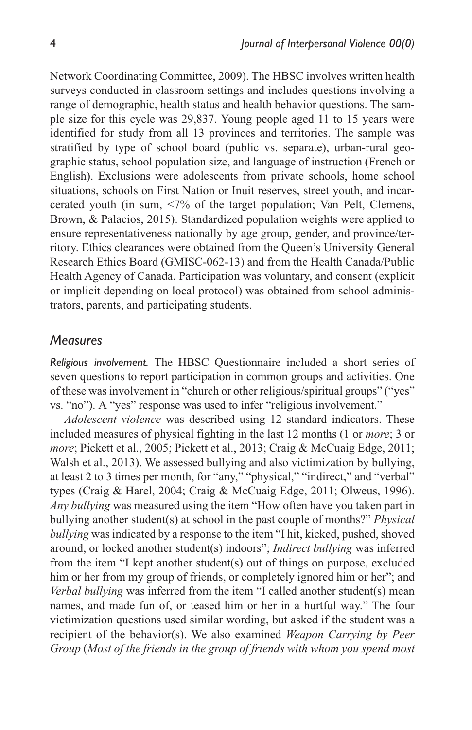Network Coordinating Committee, 2009). The HBSC involves written health surveys conducted in classroom settings and includes questions involving a range of demographic, health status and health behavior questions. The sample size for this cycle was 29,837. Young people aged 11 to 15 years were identified for study from all 13 provinces and territories. The sample was stratified by type of school board (public vs. separate), urban-rural geographic status, school population size, and language of instruction (French or English). Exclusions were adolescents from private schools, home school situations, schools on First Nation or Inuit reserves, street youth, and incarcerated youth (in sum, <7% of the target population; Van Pelt, Clemens, Brown, & Palacios, 2015). Standardized population weights were applied to ensure representativeness nationally by age group, gender, and province/territory. Ethics clearances were obtained from the Queen's University General Research Ethics Board (GMISC-062-13) and from the Health Canada/Public Health Agency of Canada. Participation was voluntary, and consent (explicit or implicit depending on local protocol) was obtained from school administrators, parents, and participating students.

## *Measures*

*Religious involvement.* The HBSC Questionnaire included a short series of seven questions to report participation in common groups and activities. One of these was involvement in "church or other religious/spiritual groups" ("yes" vs. "no"). A "yes" response was used to infer "religious involvement."

*Adolescent violence* was described using 12 standard indicators. These included measures of physical fighting in the last 12 months (1 or *more*; 3 or *more*; Pickett et al., 2005; Pickett et al., 2013; Craig & McCuaig Edge, 2011; Walsh et al., 2013). We assessed bullying and also victimization by bullying, at least 2 to 3 times per month, for "any," "physical," "indirect," and "verbal" types (Craig & Harel, 2004; Craig & McCuaig Edge, 2011; Olweus, 1996). *Any bullying* was measured using the item "How often have you taken part in bullying another student(s) at school in the past couple of months?" *Physical bullying* was indicated by a response to the item "I hit, kicked, pushed, shoved around, or locked another student(s) indoors"; *Indirect bullying* was inferred from the item "I kept another student(s) out of things on purpose, excluded him or her from my group of friends, or completely ignored him or her"; and *Verbal bullying* was inferred from the item "I called another student(s) mean names, and made fun of, or teased him or her in a hurtful way." The four victimization questions used similar wording, but asked if the student was a recipient of the behavior(s). We also examined *Weapon Carrying by Peer Group* (*Most of the friends in the group of friends with whom you spend most*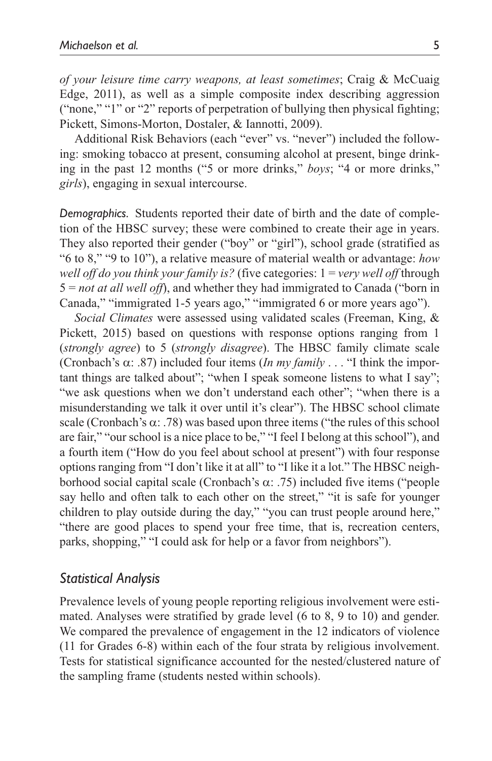*of your leisure time carry weapons, at least sometimes*; Craig & McCuaig Edge, 2011), as well as a simple composite index describing aggression ("none," "1" or "2" reports of perpetration of bullying then physical fighting; Pickett, Simons-Morton, Dostaler, & Iannotti, 2009).

Additional Risk Behaviors (each "ever" vs. "never") included the following: smoking tobacco at present, consuming alcohol at present, binge drinking in the past 12 months ("5 or more drinks," *boys*; "4 or more drinks," *girls*), engaging in sexual intercourse.

*Demographics.* Students reported their date of birth and the date of completion of the HBSC survey; these were combined to create their age in years. They also reported their gender ("boy" or "girl"), school grade (stratified as "6 to 8," "9 to 10"), a relative measure of material wealth or advantage: *how well off do you think your family is?* (five categories: 1 = *very well off* through 5 = *not at all well off*), and whether they had immigrated to Canada ("born in Canada," "immigrated 1-5 years ago," "immigrated 6 or more years ago").

*Social Climates* were assessed using validated scales (Freeman, King, & Pickett, 2015) based on questions with response options ranging from 1 (*strongly agree*) to 5 (*strongly disagree*). The HBSC family climate scale (Cronbach's α: .87) included four items (*In my family* . . . "I think the important things are talked about"; "when I speak someone listens to what I say"; "we ask questions when we don't understand each other"; "when there is a misunderstanding we talk it over until it's clear"). The HBSC school climate scale (Cronbach's α: .78) was based upon three items ("the rules of this school are fair," "our school is a nice place to be," "I feel I belong at this school"), and a fourth item ("How do you feel about school at present") with four response options ranging from "I don't like it at all" to "I like it a lot." The HBSC neighborhood social capital scale (Cronbach's α: .75) included five items ("people say hello and often talk to each other on the street," "it is safe for younger children to play outside during the day," "you can trust people around here," "there are good places to spend your free time, that is, recreation centers, parks, shopping," "I could ask for help or a favor from neighbors").

## *Statistical Analysis*

Prevalence levels of young people reporting religious involvement were estimated. Analyses were stratified by grade level (6 to 8, 9 to 10) and gender. We compared the prevalence of engagement in the 12 indicators of violence (11 for Grades 6-8) within each of the four strata by religious involvement. Tests for statistical significance accounted for the nested/clustered nature of the sampling frame (students nested within schools).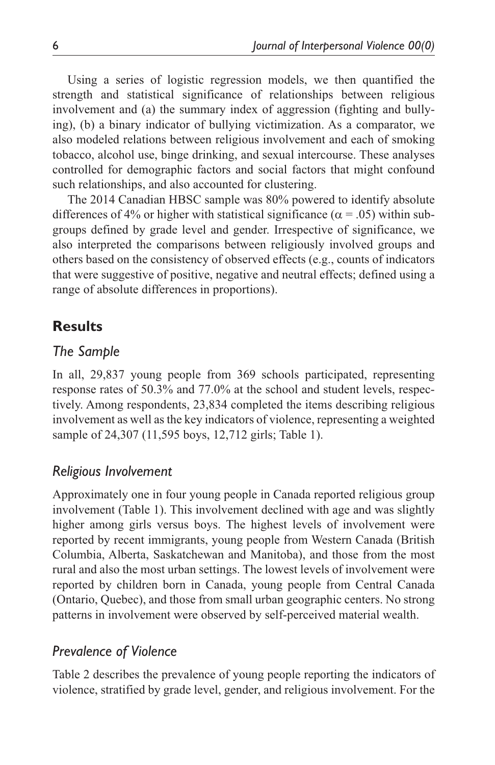Using a series of logistic regression models, we then quantified the strength and statistical significance of relationships between religious involvement and (a) the summary index of aggression (fighting and bullying), (b) a binary indicator of bullying victimization. As a comparator, we also modeled relations between religious involvement and each of smoking tobacco, alcohol use, binge drinking, and sexual intercourse. These analyses controlled for demographic factors and social factors that might confound such relationships, and also accounted for clustering.

The 2014 Canadian HBSC sample was 80% powered to identify absolute differences of 4% or higher with statistical significance ($\alpha = .05$) within subgroups defined by grade level and gender. Irrespective of significance, we also interpreted the comparisons between religiously involved groups and others based on the consistency of observed effects (e.g., counts of indicators that were suggestive of positive, negative and neutral effects; defined using a range of absolute differences in proportions).

## Results

### *The Sample*

In all, 29,837 young people from 369 schools participated, representing response rates of 50.3% and 77.0% at the school and student levels, respectively. Among respondents, 23,834 completed the items describing religious involvement as well as the key indicators of violence, representing a weighted sample of 24,307 (11,595 boys, 12,712 girls; Table 1).

### *Religious Involvement*

Approximately one in four young people in Canada reported religious group involvement (Table 1). This involvement declined with age and was slightly higher among girls versus boys. The highest levels of involvement were reported by recent immigrants, young people from Western Canada (British Columbia, Alberta, Saskatchewan and Manitoba), and those from the most rural and also the most urban settings. The lowest levels of involvement were reported by children born in Canada, young people from Central Canada (Ontario, Quebec), and those from small urban geographic centers. No strong patterns in involvement were observed by self-perceived material wealth.

### *Prevalence of Violence*

Table 2 describes the prevalence of young people reporting the indicators of violence, stratified by grade level, gender, and religious involvement. For the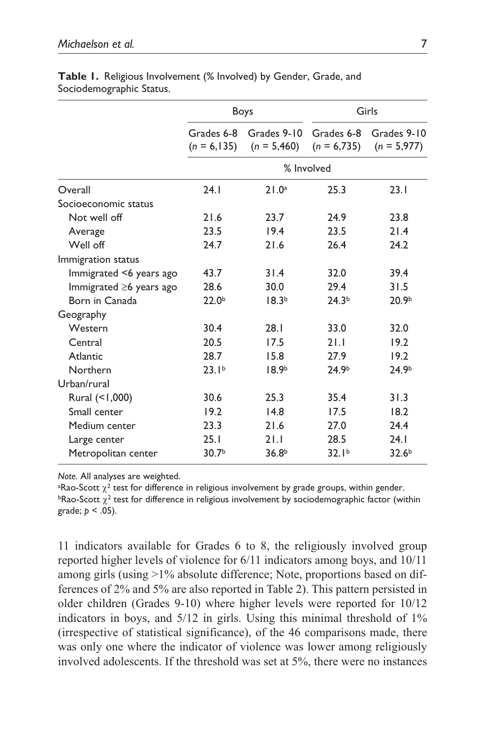**Table 1.** Religious Involvement (% Involved) by Gender, Grade, and Sociodemographic Status.

| | Boys | | Girls | |
|---|---|---|---|---|
| | Grades 6-8 ($n$ = 6,135) | Grades 9-10 ($n$ = 5,460) | Grades 6-8 ($n$ = 6,735) | Grades 9-10 ($n$ = 5,977) |
| | % Involved | | | |
| Overall | 24.1 | 21.0[a] | 25.3 | 23.1 |
| Socioeconomic status | | | | |
| Not well off | 21.6 | 23.7 | 24.9 | 23.8 |
| Average | 23.5 | 19.4 | 23.5 | 21.4 |
| Well off | 24.7 | 21.6 | 26.4 | 24.2 |
| Immigration status | | | | |
| Immigrated <6 years ago | 43.7 | 31.4 | 32.0 | 39.4 |
| Immigrated ≥6 years ago | 28.6 | 30.0 | 29.4 | 31.5 |
| Born in Canada | 22.0[b] | 18.3[b] | 24.3[b] | 20.9[b] |
| Geography | | | | |
| Western | 30.4 | 28.1 | 33.0 | 32.0 |
| Central | 20.5 | 17.5 | 21.1 | 19.2 |
| Atlantic | 28.7 | 15.8 | 27.9 | 19.2 |
| Northern | 23.1[b] | 18.9[b] | 24.9[b] | 24.9[b] |
| Urban/rural | | | | |
| Rural (<1,000) | 30.6 | 25.3 | 35.4 | 31.3 |
| Small center | 19.2 | 14.8 | 17.5 | 18.2 |
| Medium center | 23.3 | 21.6 | 27.0 | 24.4 |
| Large center | 25.1 | 21.1 | 28.5 | 24.1 |
| Metropolitan center | 30.7[b] | 36.8[b] | 32.1[b] | 32.6[b] |

*Note.* All analyses are weighted.
[a]Rao-Scott $\chi^2$ test for difference in religious involvement by grade groups, within gender.
[b]Rao-Scott $\chi^2$ test for difference in religious involvement by sociodemographic factor (within grade; $p < .05$).

11 indicators available for Grades 6 to 8, the religiously involved group reported higher levels of violence for 6/11 indicators among boys, and 10/11 among girls (using >1% absolute difference; Note, proportions based on differences of 2% and 5% are also reported in Table 2). This pattern persisted in older children (Grades 9-10) where higher levels were reported for 10/12 indicators in boys, and 5/12 in girls. Using this minimal threshold of 1% (irrespective of statistical significance), of the 46 comparisons made, there was only one where the indicator of violence was lower among religiously involved adolescents. If the threshold was set at 5%, there were no instances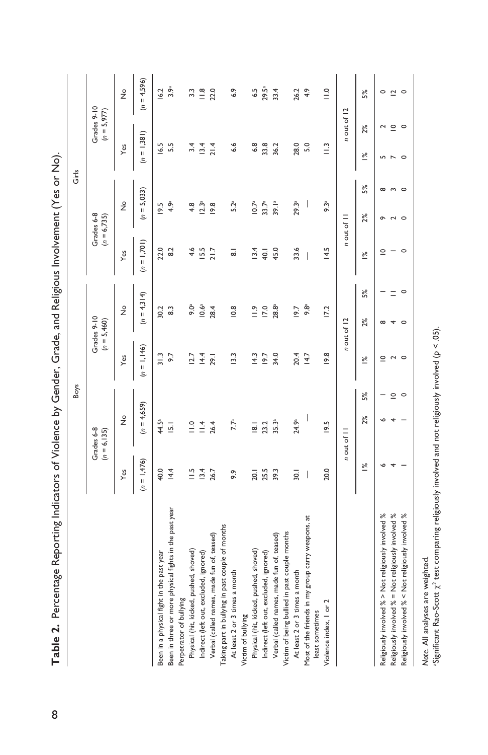**Table 2.** Percentage Reporting Indicators of Violence by Gender, Grade, and Religious Involvement (Yes or No).

| | Boys | | | | Girls | | | |
|---|---|---|---|---|---|---|---|---|
| | Grades 6-8 ($n$ = 6,135) | | Grades 9-10 ($n$ = 5,460) | | Grades 6-8 ($n$ = 6,735) | | Grades 9-10 ($n$ = 5,977) | |
| | Yes | No | Yes | No | Yes | No | Yes | No |
| | ($n$ = 1,476) | ($n$ = 4,659) | ($n$ = 1,146) | ($n$ = 4,314) | ($n$ = 1,701) | ($n$ = 5,033) | ($n$ = 1,381) | ($n$ = 4,596) |
| Been in a physical fight in the past year | 40.0 | 44.5[a] | 31.3 | 30.2 | 22.0 | 19.5 | 16.5 | 16.2 |
| Been in three or more physical fights in the past year | 14.4 | 15.1 | 9.7 | 8.3 | 8.2 | 4.9[a] | 5.5 | 3.9[a] |
| Perpetrator of bullying | | | | | | | | |
| Physical (hit, kicked, pushed, shoved) | 11.5 | 11.0 | 12.7 | 9.0[a] | 4.6 | 4.8 | 3.4 | 3.3 |
| Indirect (left out, excluded, ignored) | 13.4 | 11.4 | 14.4 | 10.6[a] | 15.5 | 12.3[a] | 13.4 | 11.8 |
| Verbal (called names, made fun of, teased) | 26.7 | 26.4 | 29.1 | 28.4 | 21.7 | 19.8 | 21.4 | 22.0 |
| Taking part in bullying in past couple of months | | | | | | | | |
| At least 2 or 3 times a month | 9.9 | 7.7[a] | 13.3 | 10.8 | 8.1 | 5.2[a] | 6.6 | 6.9 |
| Victim of bullying | | | | | | | | |
| Physical (hit, kicked, pushed, shoved) | 20.1 | 18.1 | 14.3 | 11.9 | 13.4 | 10.7[a] | 6.8 | 6.5 |
| Indirect (left out, excluded, ignored) | 25.5 | 23.2 | 19.7 | 17.0 | 40.1 | 33.7[a] | 33.8 | 29.5[a] |
| Verbal (called names, made fun of, teased) | 39.3 | 35.3[a] | 34.0 | 28.8[a] | 45.0 | 39.1[a] | 36.2 | 33.4 |
| Victim of being bullied in past couple months | | | | | | | | |
| At least 2 or 3 times a month | 30.1 | 24.9[a] | 20.4 | 19.7 | 33.6 | 29.3[a] | 28.0 | 26.2 |
| Most of the friends in my group carry weapons, at least sometimes | — | — | 14.7 | 9.8[a] | — | — | 5.0 | 4.9 |
| Violence index, 1 or 2 | 20.0 | 19.5 | 19.8 | 17.2 | 14.5 | 9.3[a] | 11.3 | 11.0 |

| | Boys Grades 6-8 ($n$ out of 11) | | | Boys Grades 9-10 ($n$ out of 12) | | | Girls Grades 6-8 ($n$ out of 11) | | | Girls Grades 9-10 ($n$ out of 12) | | |
|---|---|---|---|---|---|---|---|---|---|---|---|---|
| | 1% | 2% | 5% | 1% | 2% | 5% | 1% | 2% | 5% | 1% | 2% | 5% |
| Religiously involved % > Not religiously involved % | 6 | 6 | 1 | 10 | 8 | 1 | 10 | 9 | 8 | 5 | 2 | 0 |
| Religiously involved % = Not religiously involved % | 4 | 4 | 10 | 2 | 4 | 11 | 1 | 2 | 3 | 7 | 10 | 12 |
| Religiously involved % < Not religiously involved % | 1 | 1 | 0 | 0 | 0 | 0 | 0 | 0 | 0 | 0 | 0 | 0 |

*Note.* All analyses are weighted.
[a]Significant Rao-Scott $\chi^2$ test comparing religiously involved and not religiously involved ($p < .05$).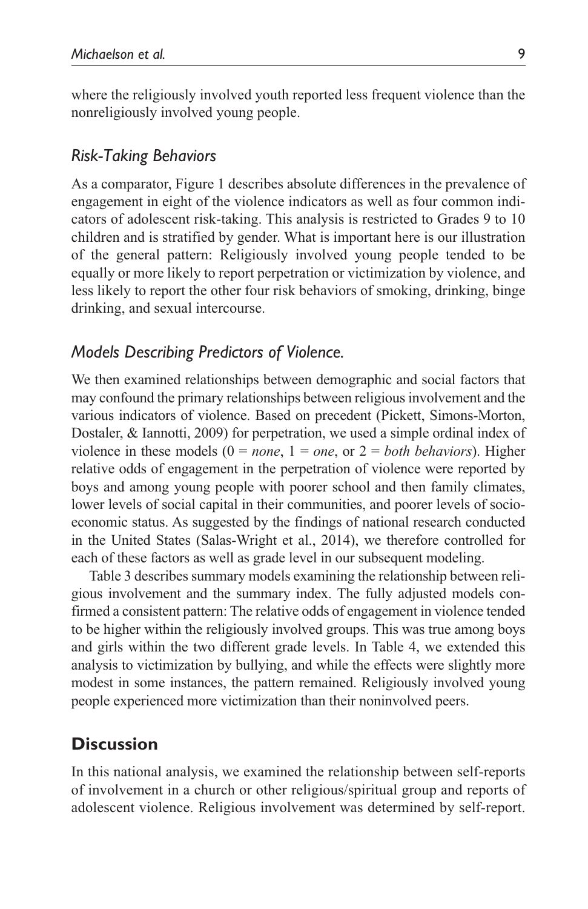where the religiously involved youth reported less frequent violence than the nonreligiously involved young people.

### *Risk-Taking Behaviors*

As a comparator, Figure 1 describes absolute differences in the prevalence of engagement in eight of the violence indicators as well as four common indicators of adolescent risk-taking. This analysis is restricted to Grades 9 to 10 children and is stratified by gender. What is important here is our illustration of the general pattern: Religiously involved young people tended to be equally or more likely to report perpetration or victimization by violence, and less likely to report the other four risk behaviors of smoking, drinking, binge drinking, and sexual intercourse.

### *Models Describing Predictors of Violence.*

We then examined relationships between demographic and social factors that may confound the primary relationships between religious involvement and the various indicators of violence. Based on precedent (Pickett, Simons-Morton, Dostaler, & Iannotti, 2009) for perpetration, we used a simple ordinal index of violence in these models (0 = *none*, 1 = *one*, or 2 = *both behaviors*). Higher relative odds of engagement in the perpetration of violence were reported by boys and among young people with poorer school and then family climates, lower levels of social capital in their communities, and poorer levels of socioeconomic status. As suggested by the findings of national research conducted in the United States (Salas-Wright et al., 2014), we therefore controlled for each of these factors as well as grade level in our subsequent modeling.

Table 3 describes summary models examining the relationship between religious involvement and the summary index. The fully adjusted models confirmed a consistent pattern: The relative odds of engagement in violence tended to be higher within the religiously involved groups. This was true among boys and girls within the two different grade levels. In Table 4, we extended this analysis to victimization by bullying, and while the effects were slightly more modest in some instances, the pattern remained. Religiously involved young people experienced more victimization than their noninvolved peers.

## Discussion

In this national analysis, we examined the relationship between self-reports of involvement in a church or other religious/spiritual group and reports of adolescent violence. Religious involvement was determined by self-report.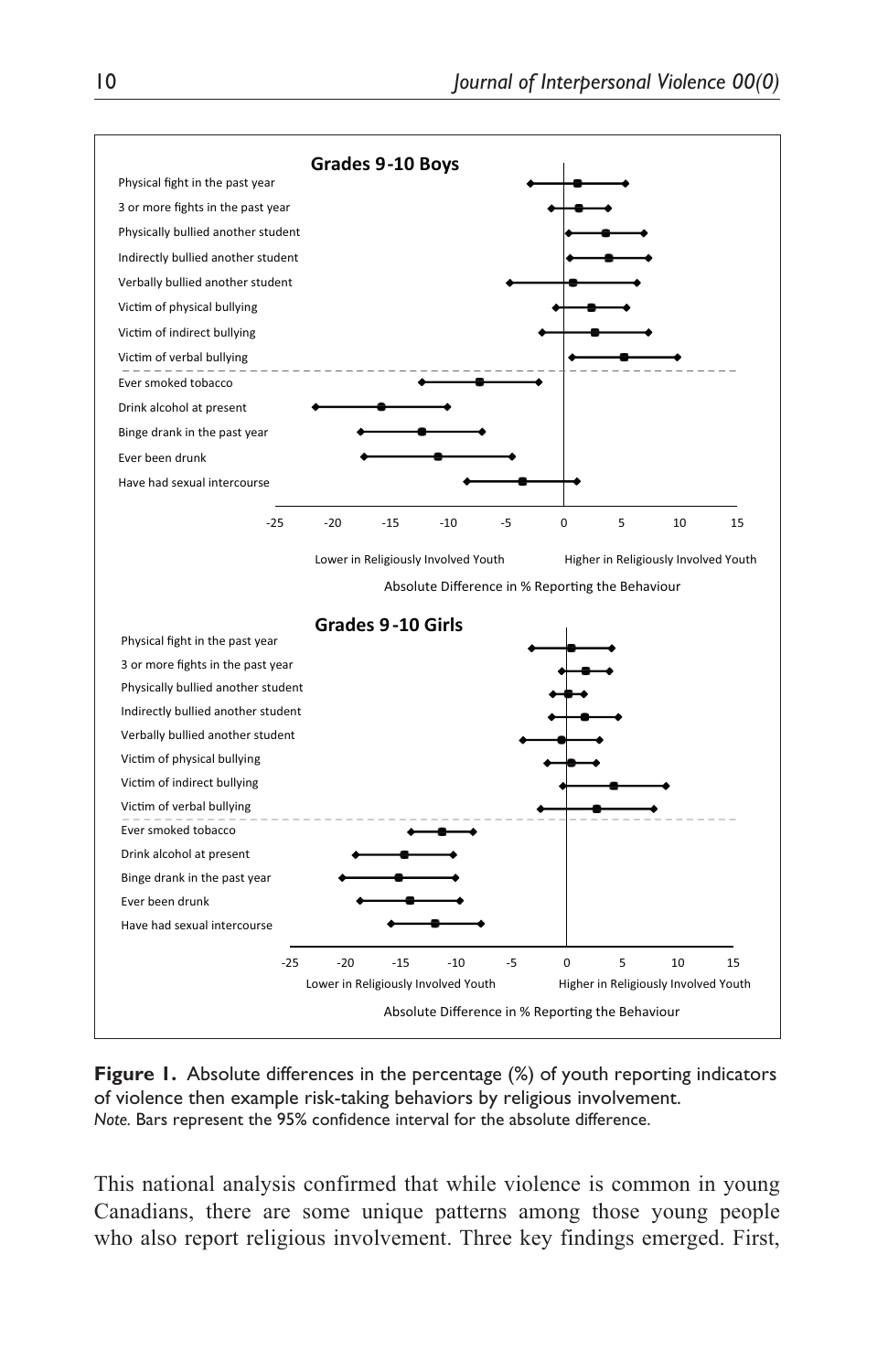**Figure 1.** Absolute differences in the percentage (%) of youth reporting indicators of violence then example risk-taking behaviors by religious involvement.
*Note.* Bars represent the 95% confidence interval for the absolute difference.

This national analysis confirmed that while violence is common in young Canadians, there are some unique patterns among those young people who also report religious involvement. Three key findings emerged. First,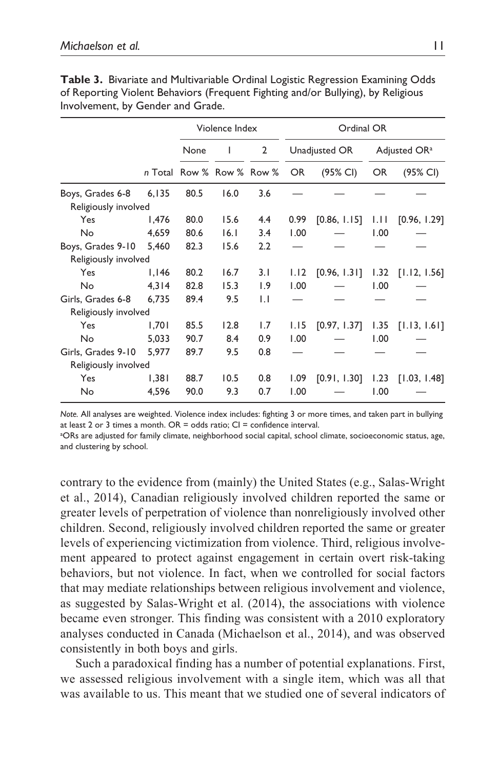**Table 3.** Bivariate and Multivariable Ordinal Logistic Regression Examining Odds of Reporting Violent Behaviors (Frequent Fighting and/or Bullying), by Religious Involvement, by Gender and Grade.

| | | Violence Index | | | Ordinal OR | | | |
|---|---|---|---|---|---|---|---|---|
| | | None | 1 | 2 | Unadjusted OR | | Adjusted OR[a] | |
| | *n* Total | Row % | Row % | Row % | OR | (95% CI) | OR | (95% CI) |
| Boys, Grades 6-8 | 6,135 | 80.5 | 16.0 | 3.6 | — | — | — | — |
| Religiously involved | | | | | | | | |
| Yes | 1,476 | 80.0 | 15.6 | 4.4 | 0.99 | [0.86, 1.15] | 1.11 | [0.96, 1.29] |
| No | 4,659 | 80.6 | 16.1 | 3.4 | 1.00 | — | 1.00 | — |
| Boys, Grades 9-10 | 5,460 | 82.3 | 15.6 | 2.2 | — | — | — | — |
| Religiously involved | | | | | | | | |
| Yes | 1,146 | 80.2 | 16.7 | 3.1 | 1.12 | [0.96, 1.31] | 1.32 | [1.12, 1.56] |
| No | 4,314 | 82.8 | 15.3 | 1.9 | 1.00 | — | 1.00 | — |
| Girls, Grades 6-8 | 6,735 | 89.4 | 9.5 | 1.1 | — | — | — | — |
| Religiously involved | | | | | | | | |
| Yes | 1,701 | 85.5 | 12.8 | 1.7 | 1.15 | [0.97, 1.37] | 1.35 | [1.13, 1.61] |
| No | 5,033 | 90.7 | 8.4 | 0.9 | 1.00 | — | 1.00 | — |
| Girls, Grades 9-10 | 5,977 | 89.7 | 9.5 | 0.8 | — | — | — | — |
| Religiously involved | | | | | | | | |
| Yes | 1,381 | 88.7 | 10.5 | 0.8 | 1.09 | [0.91, 1.30] | 1.23 | [1.03, 1.48] |
| No | 4,596 | 90.0 | 9.3 | 0.7 | 1.00 | — | 1.00 | — |

*Note.* All analyses are weighted. Violence index includes: fighting 3 or more times, and taken part in bullying at least 2 or 3 times a month. OR = odds ratio; CI = confidence interval.

[a]ORs are adjusted for family climate, neighborhood social capital, school climate, socioeconomic status, age, and clustering by school.

contrary to the evidence from (mainly) the United States (e.g., Salas-Wright et al., 2014), Canadian religiously involved children reported the same or greater levels of perpetration of violence than nonreligiously involved other children. Second, religiously involved children reported the same or greater levels of experiencing victimization from violence. Third, religious involvement appeared to protect against engagement in certain overt risk-taking behaviors, but not violence. In fact, when we controlled for social factors that may mediate relationships between religious involvement and violence, as suggested by Salas-Wright et al. (2014), the associations with violence became even stronger. This finding was consistent with a 2010 exploratory analyses conducted in Canada (Michaelson et al., 2014), and was observed consistently in both boys and girls.

Such a paradoxical finding has a number of potential explanations. First, we assessed religious involvement with a single item, which was all that was available to us. This meant that we studied one of several indicators of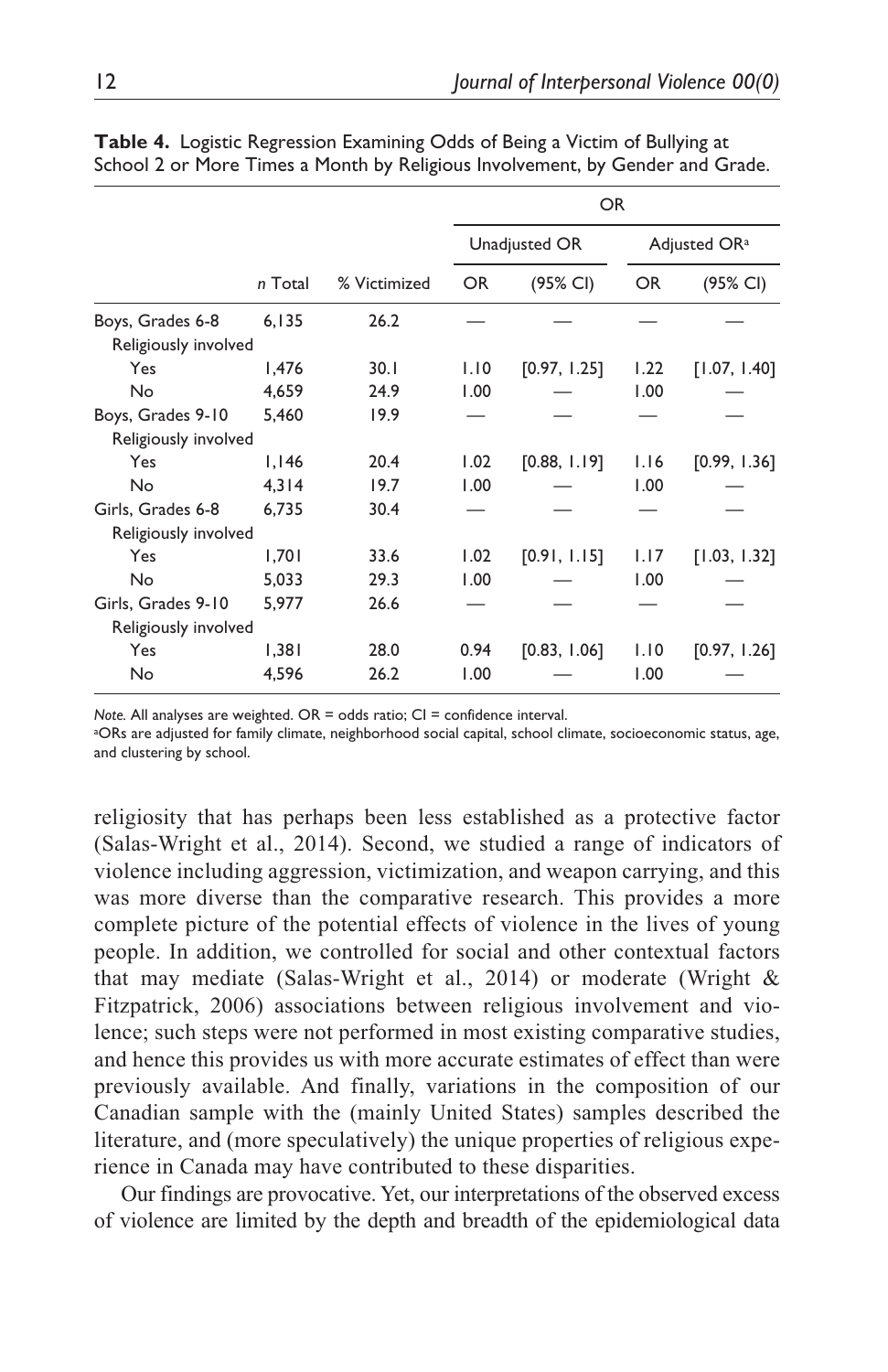**Table 4.** Logistic Regression Examining Odds of Being a Victim of Bullying at School 2 or More Times a Month by Religious Involvement, by Gender and Grade.

| | | | OR | | | |
|---|---|---|---|---|---|---|
| | | | Unadjusted OR | | Adjusted OR[a] | |
| | *n* Total | % Victimized | OR | (95% CI) | OR | (95% CI) |
| Boys, Grades 6-8 | 6,135 | 26.2 | — | — | — | — |
| Religiously involved | | | | | | |
| Yes | 1,476 | 30.1 | 1.10 | [0.97, 1.25] | 1.22 | [1.07, 1.40] |
| No | 4,659 | 24.9 | 1.00 | — | 1.00 | — |
| Boys, Grades 9-10 | 5,460 | 19.9 | — | — | — | — |
| Religiously involved | | | | | | |
| Yes | 1,146 | 20.4 | 1.02 | [0.88, 1.19] | 1.16 | [0.99, 1.36] |
| No | 4,314 | 19.7 | 1.00 | — | 1.00 | — |
| Girls, Grades 6-8 | 6,735 | 30.4 | — | — | — | — |
| Religiously involved | | | | | | |
| Yes | 1,701 | 33.6 | 1.02 | [0.91, 1.15] | 1.17 | [1.03, 1.32] |
| No | 5,033 | 29.3 | 1.00 | — | 1.00 | — |
| Girls, Grades 9-10 | 5,977 | 26.6 | — | — | — | — |
| Religiously involved | | | | | | |
| Yes | 1,381 | 28.0 | 0.94 | [0.83, 1.06] | 1.10 | [0.97, 1.26] |
| No | 4,596 | 26.2 | 1.00 | — | 1.00 | — |

*Note.* All analyses are weighted. OR = odds ratio; CI = confidence interval.
[a]ORs are adjusted for family climate, neighborhood social capital, school climate, socioeconomic status, age, and clustering by school.

religiosity that has perhaps been less established as a protective factor (Salas-Wright et al., 2014). Second, we studied a range of indicators of violence including aggression, victimization, and weapon carrying, and this was more diverse than the comparative research. This provides a more complete picture of the potential effects of violence in the lives of young people. In addition, we controlled for social and other contextual factors that may mediate (Salas-Wright et al., 2014) or moderate (Wright & Fitzpatrick, 2006) associations between religious involvement and violence; such steps were not performed in most existing comparative studies, and hence this provides us with more accurate estimates of effect than were previously available. And finally, variations in the composition of our Canadian sample with the (mainly United States) samples described the literature, and (more speculatively) the unique properties of religious experience in Canada may have contributed to these disparities.

Our findings are provocative. Yet, our interpretations of the observed excess of violence are limited by the depth and breadth of the epidemiological data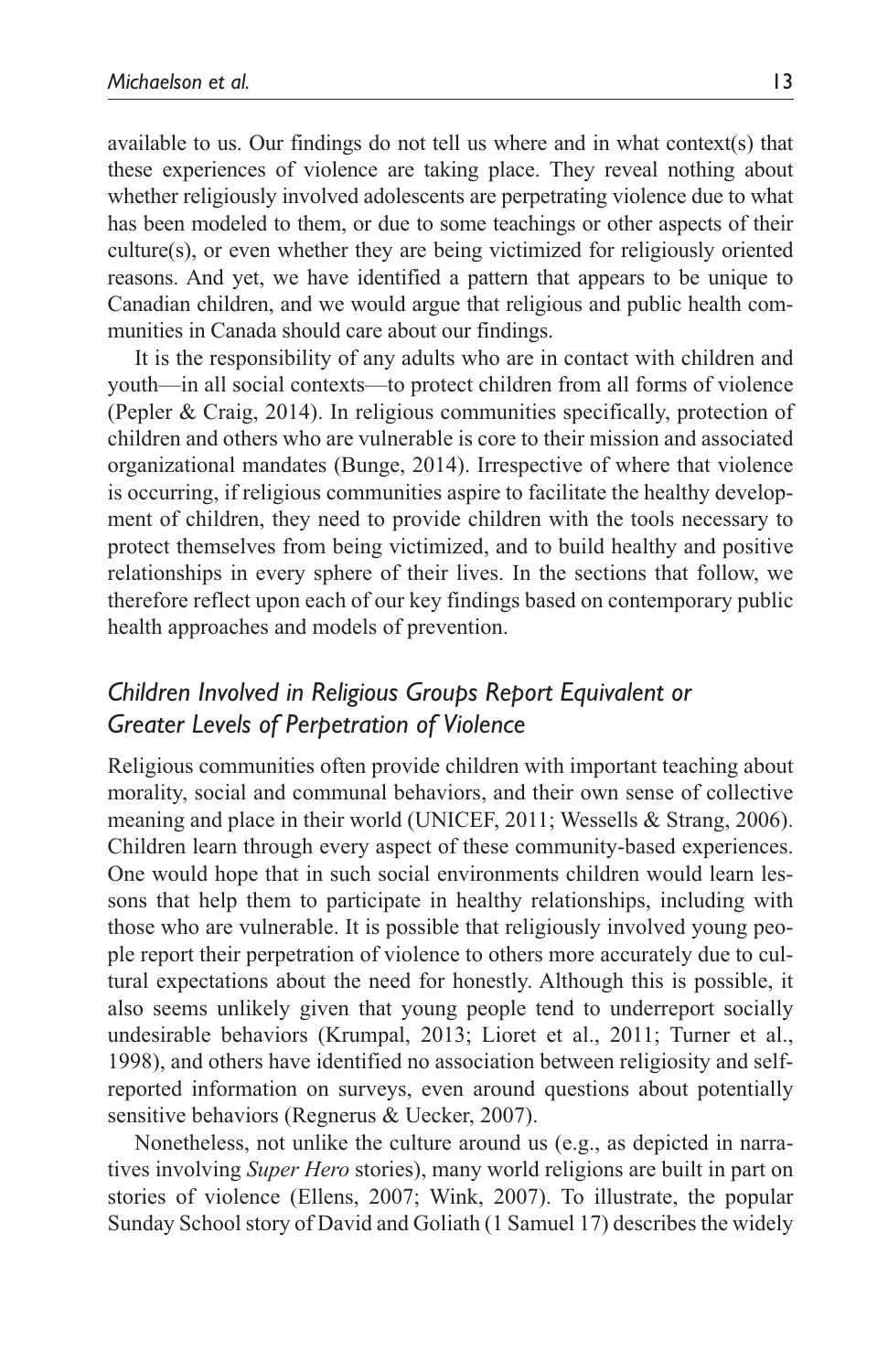available to us. Our findings do not tell us where and in what context(s) that these experiences of violence are taking place. They reveal nothing about whether religiously involved adolescents are perpetrating violence due to what has been modeled to them, or due to some teachings or other aspects of their culture(s), or even whether they are being victimized for religiously oriented reasons. And yet, we have identified a pattern that appears to be unique to Canadian children, and we would argue that religious and public health communities in Canada should care about our findings.

It is the responsibility of any adults who are in contact with children and youth—in all social contexts—to protect children from all forms of violence (Pepler & Craig, 2014). In religious communities specifically, protection of children and others who are vulnerable is core to their mission and associated organizational mandates (Bunge, 2014). Irrespective of where that violence is occurring, if religious communities aspire to facilitate the healthy development of children, they need to provide children with the tools necessary to protect themselves from being victimized, and to build healthy and positive relationships in every sphere of their lives. In the sections that follow, we therefore reflect upon each of our key findings based on contemporary public health approaches and models of prevention.

## *Children Involved in Religious Groups Report Equivalent or Greater Levels of Perpetration of Violence*

Religious communities often provide children with important teaching about morality, social and communal behaviors, and their own sense of collective meaning and place in their world (UNICEF, 2011; Wessells & Strang, 2006). Children learn through every aspect of these community-based experiences. One would hope that in such social environments children would learn lessons that help them to participate in healthy relationships, including with those who are vulnerable. It is possible that religiously involved young people report their perpetration of violence to others more accurately due to cultural expectations about the need for honestly. Although this is possible, it also seems unlikely given that young people tend to underreport socially undesirable behaviors (Krumpal, 2013; Lioret et al., 2011; Turner et al., 1998), and others have identified no association between religiosity and self-reported information on surveys, even around questions about potentially sensitive behaviors (Regnerus & Uecker, 2007).

Nonetheless, not unlike the culture around us (e.g., as depicted in narratives involving *Super Hero* stories), many world religions are built in part on stories of violence (Ellens, 2007; Wink, 2007). To illustrate, the popular Sunday School story of David and Goliath (1 Samuel 17) describes the widely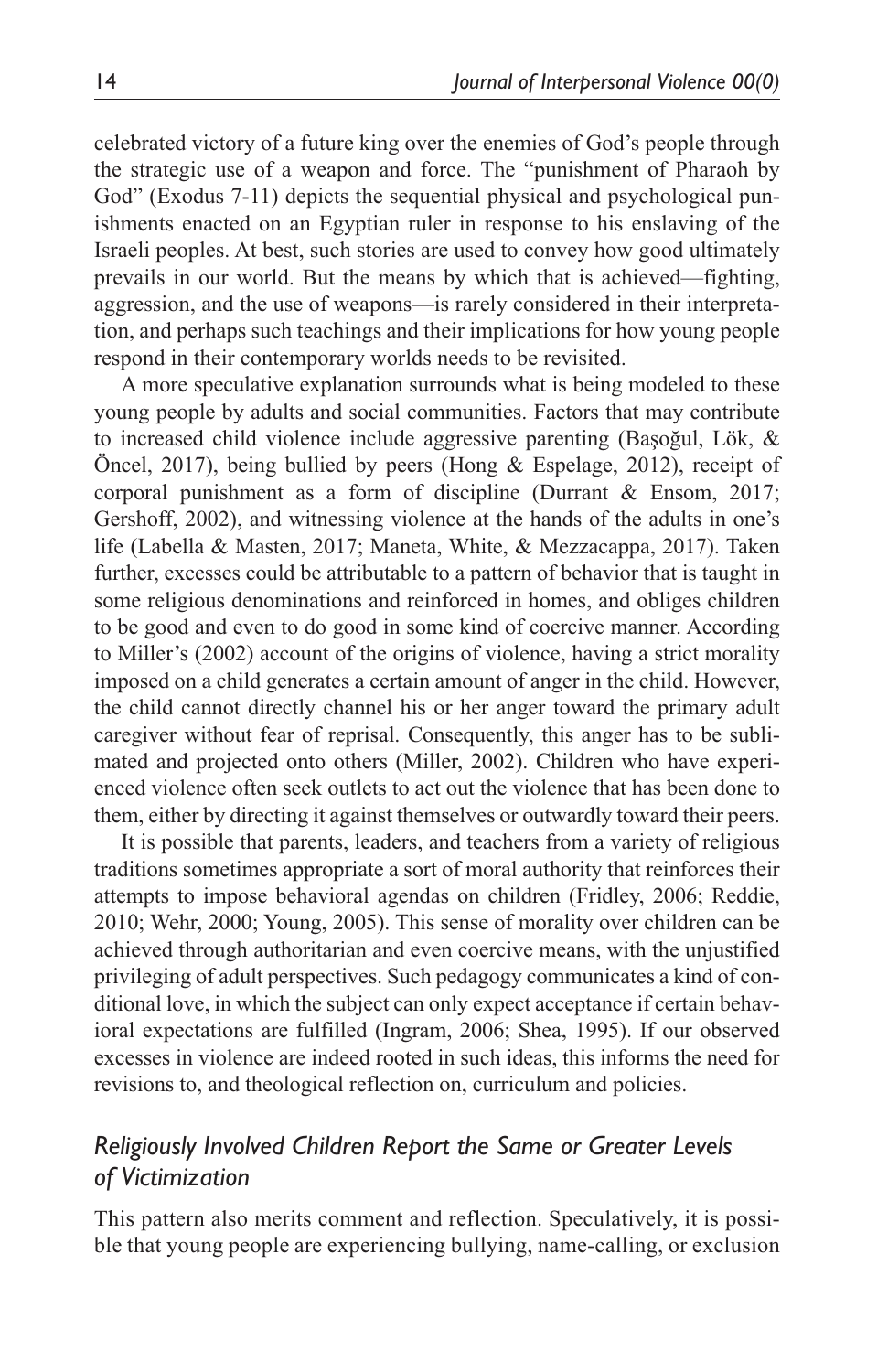celebrated victory of a future king over the enemies of God's people through the strategic use of a weapon and force. The "punishment of Pharaoh by God" (Exodus 7-11) depicts the sequential physical and psychological punishments enacted on an Egyptian ruler in response to his enslaving of the Israeli peoples. At best, such stories are used to convey how good ultimately prevails in our world. But the means by which that is achieved—fighting, aggression, and the use of weapons—is rarely considered in their interpretation, and perhaps such teachings and their implications for how young people respond in their contemporary worlds needs to be revisited.

A more speculative explanation surrounds what is being modeled to these young people by adults and social communities. Factors that may contribute to increased child violence include aggressive parenting (Başoğul, Lök, & Öncel, 2017), being bullied by peers (Hong & Espelage, 2012), receipt of corporal punishment as a form of discipline (Durrant & Ensom, 2017; Gershoff, 2002), and witnessing violence at the hands of the adults in one's life (Labella & Masten, 2017; Maneta, White, & Mezzacappa, 2017). Taken further, excesses could be attributable to a pattern of behavior that is taught in some religious denominations and reinforced in homes, and obliges children to be good and even to do good in some kind of coercive manner. According to Miller's (2002) account of the origins of violence, having a strict morality imposed on a child generates a certain amount of anger in the child. However, the child cannot directly channel his or her anger toward the primary adult caregiver without fear of reprisal. Consequently, this anger has to be sublimated and projected onto others (Miller, 2002). Children who have experienced violence often seek outlets to act out the violence that has been done to them, either by directing it against themselves or outwardly toward their peers.

It is possible that parents, leaders, and teachers from a variety of religious traditions sometimes appropriate a sort of moral authority that reinforces their attempts to impose behavioral agendas on children (Fridley, 2006; Reddie, 2010; Wehr, 2000; Young, 2005). This sense of morality over children can be achieved through authoritarian and even coercive means, with the unjustified privileging of adult perspectives. Such pedagogy communicates a kind of conditional love, in which the subject can only expect acceptance if certain behavioral expectations are fulfilled (Ingram, 2006; Shea, 1995). If our observed excesses in violence are indeed rooted in such ideas, this informs the need for revisions to, and theological reflection on, curriculum and policies.

### *Religiously Involved Children Report the Same or Greater Levels of Victimization*

This pattern also merits comment and reflection. Speculatively, it is possible that young people are experiencing bullying, name-calling, or exclusion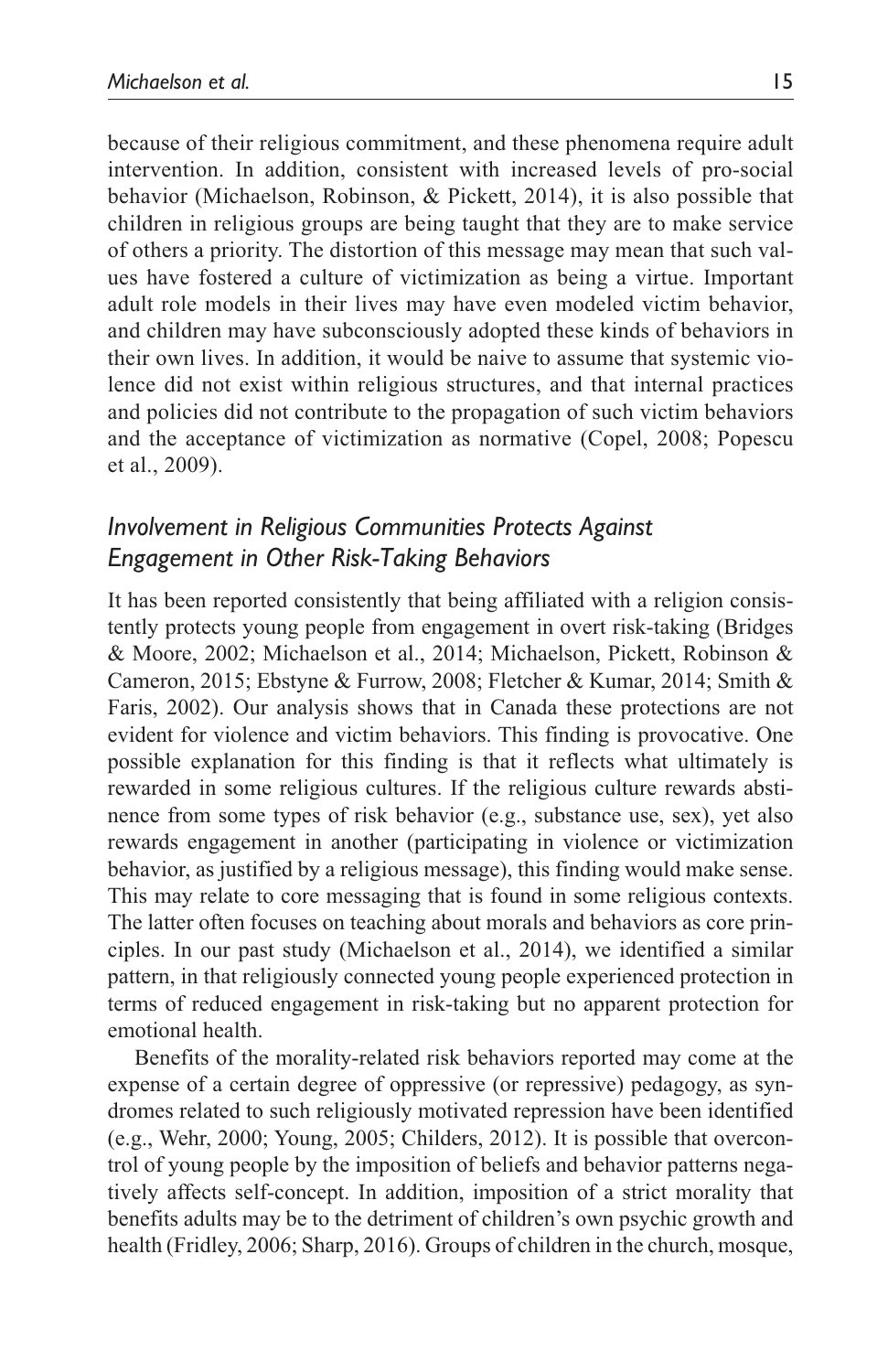because of their religious commitment, and these phenomena require adult intervention. In addition, consistent with increased levels of pro-social behavior (Michaelson, Robinson, & Pickett, 2014), it is also possible that children in religious groups are being taught that they are to make service of others a priority. The distortion of this message may mean that such values have fostered a culture of victimization as being a virtue. Important adult role models in their lives may have even modeled victim behavior, and children may have subconsciously adopted these kinds of behaviors in their own lives. In addition, it would be naive to assume that systemic violence did not exist within religious structures, and that internal practices and policies did not contribute to the propagation of such victim behaviors and the acceptance of victimization as normative (Copel, 2008; Popescu et al., 2009).

### *Involvement in Religious Communities Protects Against Engagement in Other Risk-Taking Behaviors*

It has been reported consistently that being affiliated with a religion consistently protects young people from engagement in overt risk-taking (Bridges & Moore, 2002; Michaelson et al., 2014; Michaelson, Pickett, Robinson & Cameron, 2015; Ebstyne & Furrow, 2008; Fletcher & Kumar, 2014; Smith & Faris, 2002). Our analysis shows that in Canada these protections are not evident for violence and victim behaviors. This finding is provocative. One possible explanation for this finding is that it reflects what ultimately is rewarded in some religious cultures. If the religious culture rewards abstinence from some types of risk behavior (e.g., substance use, sex), yet also rewards engagement in another (participating in violence or victimization behavior, as justified by a religious message), this finding would make sense. This may relate to core messaging that is found in some religious contexts. The latter often focuses on teaching about morals and behaviors as core principles. In our past study (Michaelson et al., 2014), we identified a similar pattern, in that religiously connected young people experienced protection in terms of reduced engagement in risk-taking but no apparent protection for emotional health.

Benefits of the morality-related risk behaviors reported may come at the expense of a certain degree of oppressive (or repressive) pedagogy, as syndromes related to such religiously motivated repression have been identified (e.g., Wehr, 2000; Young, 2005; Childers, 2012). It is possible that overcontrol of young people by the imposition of beliefs and behavior patterns negatively affects self-concept. In addition, imposition of a strict morality that benefits adults may be to the detriment of children's own psychic growth and health (Fridley, 2006; Sharp, 2016). Groups of children in the church, mosque,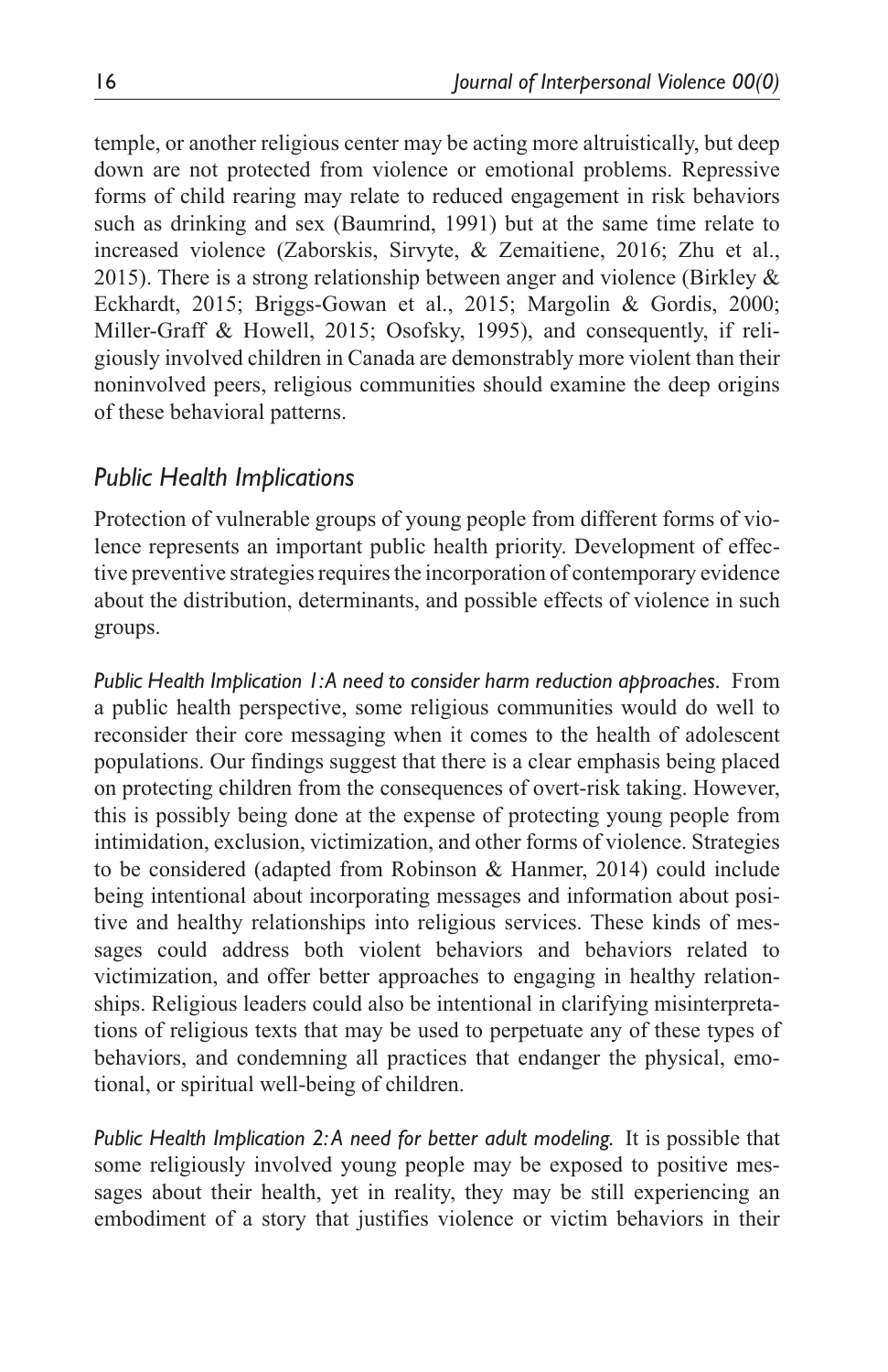temple, or another religious center may be acting more altruistically, but deep down are not protected from violence or emotional problems. Repressive forms of child rearing may relate to reduced engagement in risk behaviors such as drinking and sex (Baumrind, 1991) but at the same time relate to increased violence (Zaborskis, Sirvyte, & Zemaitiene, 2016; Zhu et al., 2015). There is a strong relationship between anger and violence (Birkley & Eckhardt, 2015; Briggs-Gowan et al., 2015; Margolin & Gordis, 2000; Miller-Graff & Howell, 2015; Osofsky, 1995), and consequently, if religiously involved children in Canada are demonstrably more violent than their noninvolved peers, religious communities should examine the deep origins of these behavioral patterns.

### *Public Health Implications*

Protection of vulnerable groups of young people from different forms of violence represents an important public health priority. Development of effective preventive strategies requires the incorporation of contemporary evidence about the distribution, determinants, and possible effects of violence in such groups.

*Public Health Implication 1: A need to consider harm reduction approaches.* From a public health perspective, some religious communities would do well to reconsider their core messaging when it comes to the health of adolescent populations. Our findings suggest that there is a clear emphasis being placed on protecting children from the consequences of overt-risk taking. However, this is possibly being done at the expense of protecting young people from intimidation, exclusion, victimization, and other forms of violence. Strategies to be considered (adapted from Robinson & Hanmer, 2014) could include being intentional about incorporating messages and information about positive and healthy relationships into religious services. These kinds of messages could address both violent behaviors and behaviors related to victimization, and offer better approaches to engaging in healthy relationships. Religious leaders could also be intentional in clarifying misinterpretations of religious texts that may be used to perpetuate any of these types of behaviors, and condemning all practices that endanger the physical, emotional, or spiritual well-being of children.

*Public Health Implication 2: A need for better adult modeling.* It is possible that some religiously involved young people may be exposed to positive messages about their health, yet in reality, they may be still experiencing an embodiment of a story that justifies violence or victim behaviors in their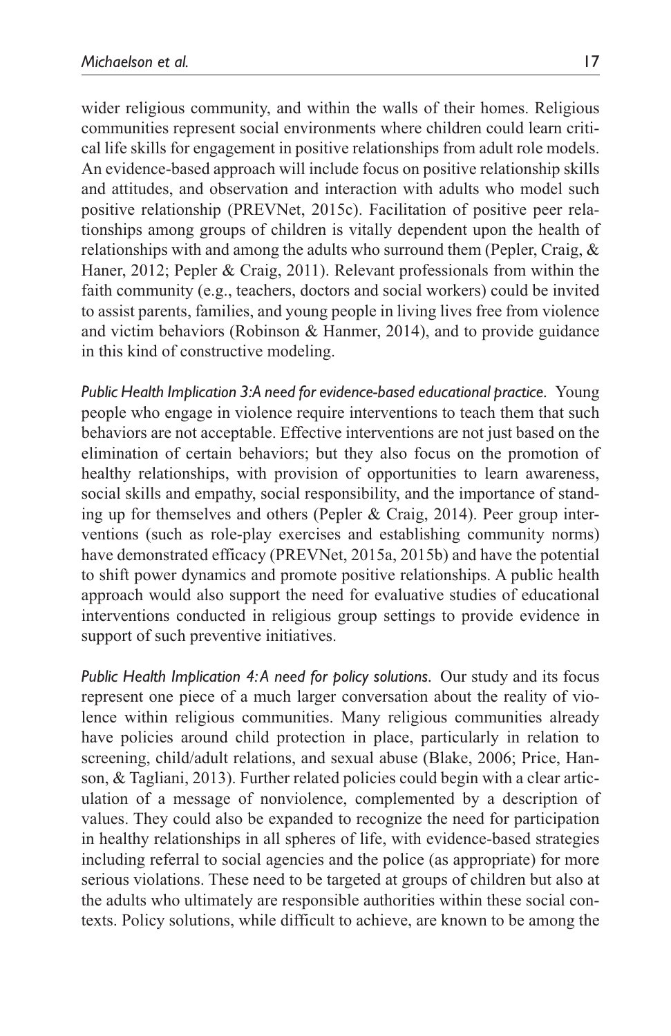wider religious community, and within the walls of their homes. Religious communities represent social environments where children could learn critical life skills for engagement in positive relationships from adult role models. An evidence-based approach will include focus on positive relationship skills and attitudes, and observation and interaction with adults who model such positive relationship (PREVNet, 2015c). Facilitation of positive peer relationships among groups of children is vitally dependent upon the health of relationships with and among the adults who surround them (Pepler, Craig, & Haner, 2012; Pepler & Craig, 2011). Relevant professionals from within the faith community (e.g., teachers, doctors and social workers) could be invited to assist parents, families, and young people in living lives free from violence and victim behaviors (Robinson & Hanmer, 2014), and to provide guidance in this kind of constructive modeling.

*Public Health Implication 3: A need for evidence-based educational practice.* Young people who engage in violence require interventions to teach them that such behaviors are not acceptable. Effective interventions are not just based on the elimination of certain behaviors; but they also focus on the promotion of healthy relationships, with provision of opportunities to learn awareness, social skills and empathy, social responsibility, and the importance of standing up for themselves and others (Pepler & Craig, 2014). Peer group interventions (such as role-play exercises and establishing community norms) have demonstrated efficacy (PREVNet, 2015a, 2015b) and have the potential to shift power dynamics and promote positive relationships. A public health approach would also support the need for evaluative studies of educational interventions conducted in religious group settings to provide evidence in support of such preventive initiatives.

*Public Health Implication 4: A need for policy solutions.* Our study and its focus represent one piece of a much larger conversation about the reality of violence within religious communities. Many religious communities already have policies around child protection in place, particularly in relation to screening, child/adult relations, and sexual abuse (Blake, 2006; Price, Hanson, & Tagliani, 2013). Further related policies could begin with a clear articulation of a message of nonviolence, complemented by a description of values. They could also be expanded to recognize the need for participation in healthy relationships in all spheres of life, with evidence-based strategies including referral to social agencies and the police (as appropriate) for more serious violations. These need to be targeted at groups of children but also at the adults who ultimately are responsible authorities within these social contexts. Policy solutions, while difficult to achieve, are known to be among the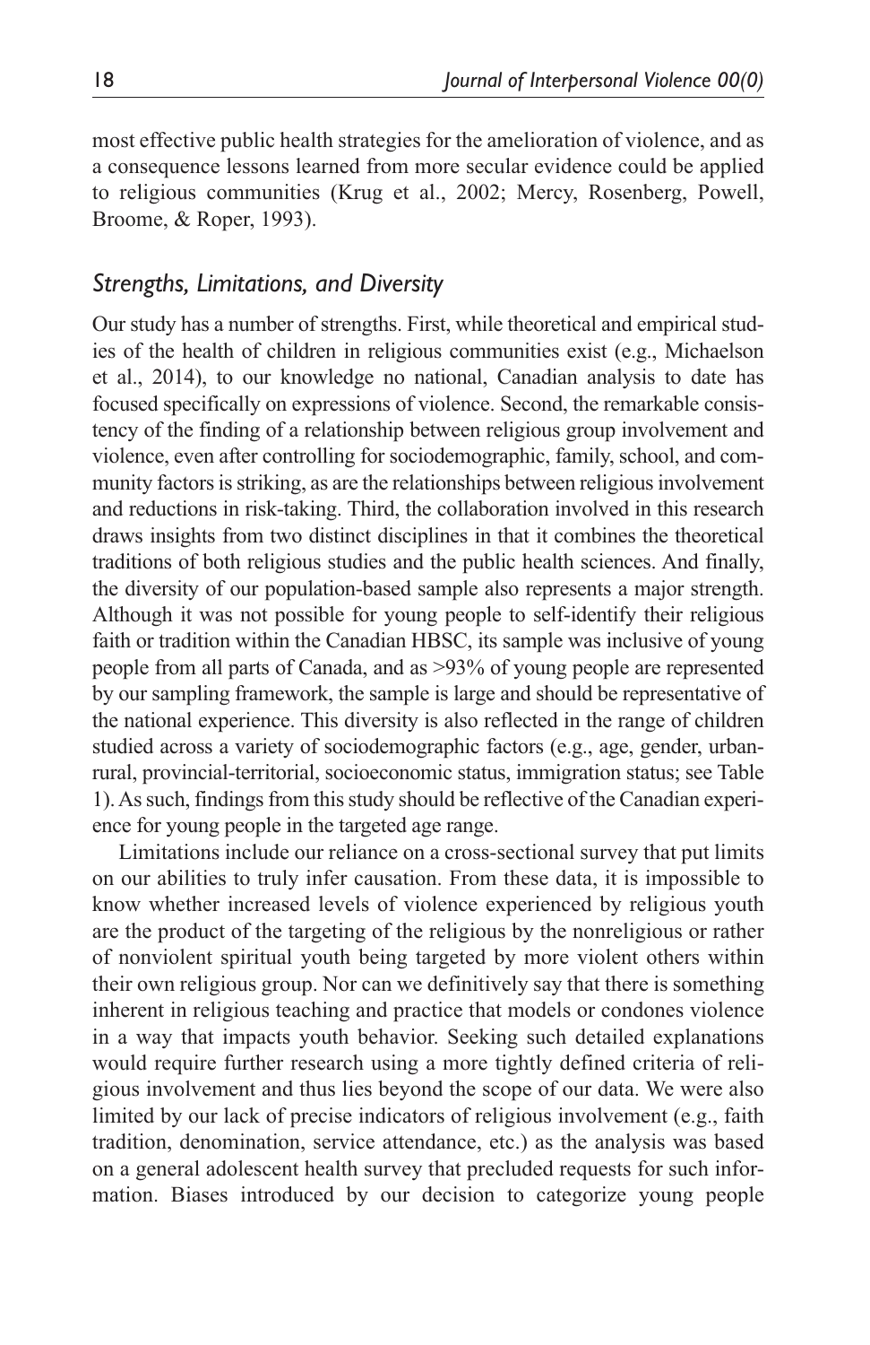most effective public health strategies for the amelioration of violence, and as a consequence lessons learned from more secular evidence could be applied to religious communities (Krug et al., 2002; Mercy, Rosenberg, Powell, Broome, & Roper, 1993).

### *Strengths, Limitations, and Diversity*

Our study has a number of strengths. First, while theoretical and empirical studies of the health of children in religious communities exist (e.g., Michaelson et al., 2014), to our knowledge no national, Canadian analysis to date has focused specifically on expressions of violence. Second, the remarkable consistency of the finding of a relationship between religious group involvement and violence, even after controlling for sociodemographic, family, school, and community factors is striking, as are the relationships between religious involvement and reductions in risk-taking. Third, the collaboration involved in this research draws insights from two distinct disciplines in that it combines the theoretical traditions of both religious studies and the public health sciences. And finally, the diversity of our population-based sample also represents a major strength. Although it was not possible for young people to self-identify their religious faith or tradition within the Canadian HBSC, its sample was inclusive of young people from all parts of Canada, and as >93% of young people are represented by our sampling framework, the sample is large and should be representative of the national experience. This diversity is also reflected in the range of children studied across a variety of sociodemographic factors (e.g., age, gender, urban-rural, provincial-territorial, socioeconomic status, immigration status; see Table 1). As such, findings from this study should be reflective of the Canadian experience for young people in the targeted age range.

Limitations include our reliance on a cross-sectional survey that put limits on our abilities to truly infer causation. From these data, it is impossible to know whether increased levels of violence experienced by religious youth are the product of the targeting of the religious by the nonreligious or rather of nonviolent spiritual youth being targeted by more violent others within their own religious group. Nor can we definitively say that there is something inherent in religious teaching and practice that models or condones violence in a way that impacts youth behavior. Seeking such detailed explanations would require further research using a more tightly defined criteria of religious involvement and thus lies beyond the scope of our data. We were also limited by our lack of precise indicators of religious involvement (e.g., faith tradition, denomination, service attendance, etc.) as the analysis was based on a general adolescent health survey that precluded requests for such information. Biases introduced by our decision to categorize young people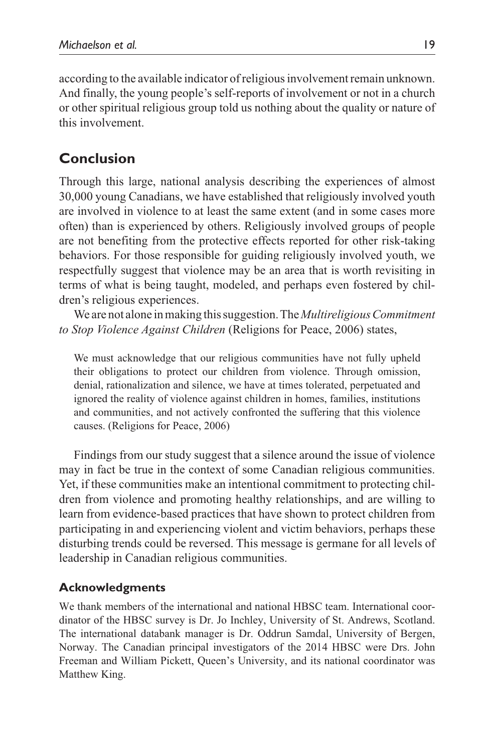according to the available indicator of religious involvement remain unknown. And finally, the young people's self-reports of involvement or not in a church or other spiritual religious group told us nothing about the quality or nature of this involvement.

## Conclusion

Through this large, national analysis describing the experiences of almost 30,000 young Canadians, we have established that religiously involved youth are involved in violence to at least the same extent (and in some cases more often) than is experienced by others. Religiously involved groups of people are not benefiting from the protective effects reported for other risk-taking behaviors. For those responsible for guiding religiously involved youth, we respectfully suggest that violence may be an area that is worth revisiting in terms of what is being taught, modeled, and perhaps even fostered by children's religious experiences.

We are not alone in making this suggestion. The *Multireligious Commitment to Stop Violence Against Children* (Religions for Peace, 2006) states,

> We must acknowledge that our religious communities have not fully upheld their obligations to protect our children from violence. Through omission, denial, rationalization and silence, we have at times tolerated, perpetuated and ignored the reality of violence against children in homes, families, institutions and communities, and not actively confronted the suffering that this violence causes. (Religions for Peace, 2006)

Findings from our study suggest that a silence around the issue of violence may in fact be true in the context of some Canadian religious communities. Yet, if these communities make an intentional commitment to protecting children from violence and promoting healthy relationships, and are willing to learn from evidence-based practices that have shown to protect children from participating in and experiencing violent and victim behaviors, perhaps these disturbing trends could be reversed. This message is germane for all levels of leadership in Canadian religious communities.

### Acknowledgments

We thank members of the international and national HBSC team. International coordinator of the HBSC survey is Dr. Jo Inchley, University of St. Andrews, Scotland. The international databank manager is Dr. Oddrun Samdal, University of Bergen, Norway. The Canadian principal investigators of the 2014 HBSC were Drs. John Freeman and William Pickett, Queen's University, and its national coordinator was Matthew King.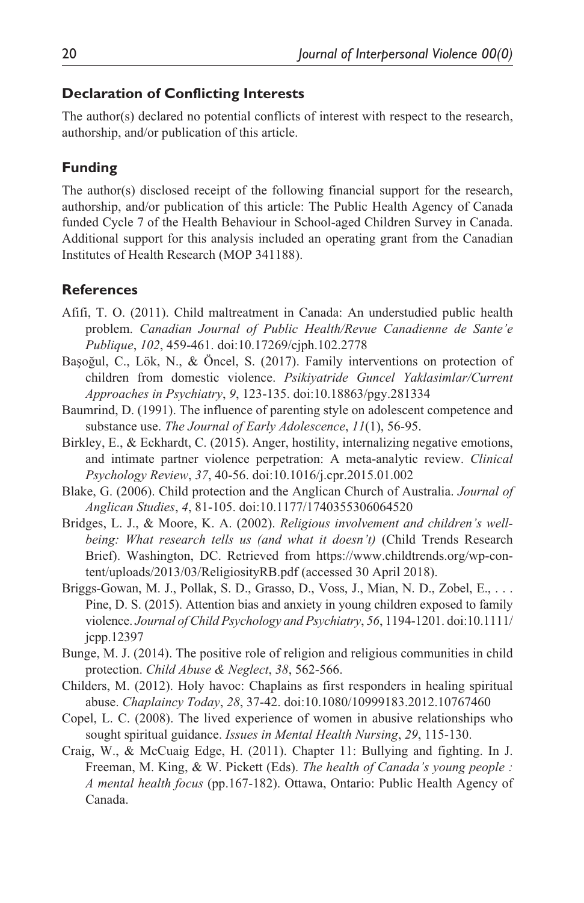## Declaration of Conflicting Interests

The author(s) declared no potential conflicts of interest with respect to the research, authorship, and/or publication of this article.

## Funding

The author(s) disclosed receipt of the following financial support for the research, authorship, and/or publication of this article: The Public Health Agency of Canada funded Cycle 7 of the Health Behaviour in School-aged Children Survey in Canada. Additional support for this analysis included an operating grant from the Canadian Institutes of Health Research (MOP 341188).

## References

Afifi, T. O. (2011). Child maltreatment in Canada: An understudied public health problem. *Canadian Journal of Public Health/Revue Canadienne de Sante'e Publique*, *102*, 459-461. doi:10.17269/cjph.102.2778

Başoğul, C., Lök, N., & Öncel, S. (2017). Family interventions on protection of children from domestic violence. *Psikiyatride Guncel Yaklasimlar/Current Approaches in Psychiatry*, *9*, 123-135. doi:10.18863/pgy.281334

Baumrind, D. (1991). The influence of parenting style on adolescent competence and substance use. *The Journal of Early Adolescence*, *11*(1), 56-95.

Birkley, E., & Eckhardt, C. (2015). Anger, hostility, internalizing negative emotions, and intimate partner violence perpetration: A meta-analytic review. *Clinical Psychology Review*, *37*, 40-56. doi:10.1016/j.cpr.2015.01.002

Blake, G. (2006). Child protection and the Anglican Church of Australia. *Journal of Anglican Studies*, *4*, 81-105. doi:10.1177/1740355306064520

Bridges, L. J., & Moore, K. A. (2002). *Religious involvement and children's well-being: What research tells us (and what it doesn't)* (Child Trends Research Brief). Washington, DC. Retrieved from https://www.childtrends.org/wp-content/uploads/2013/03/ReligiosityRB.pdf (accessed 30 April 2018).

Briggs-Gowan, M. J., Pollak, S. D., Grasso, D., Voss, J., Mian, N. D., Zobel, E., . . . Pine, D. S. (2015). Attention bias and anxiety in young children exposed to family violence. *Journal of Child Psychology and Psychiatry*, *56*, 1194-1201. doi:10.1111/jcpp.12397

Bunge, M. J. (2014). The positive role of religion and religious communities in child protection. *Child Abuse & Neglect*, *38*, 562-566.

Childers, M. (2012). Holy havoc: Chaplains as first responders in healing spiritual abuse. *Chaplaincy Today*, *28*, 37-42. doi:10.1080/10999183.2012.10767460

Copel, L. C. (2008). The lived experience of women in abusive relationships who sought spiritual guidance. *Issues in Mental Health Nursing*, *29*, 115-130.

Craig, W., & McCuaig Edge, H. (2011). Chapter 11: Bullying and fighting. In J. Freeman, M. King, & W. Pickett (Eds). *The health of Canada's young people : A mental health focus* (pp.167-182). Ottawa, Ontario: Public Health Agency of Canada.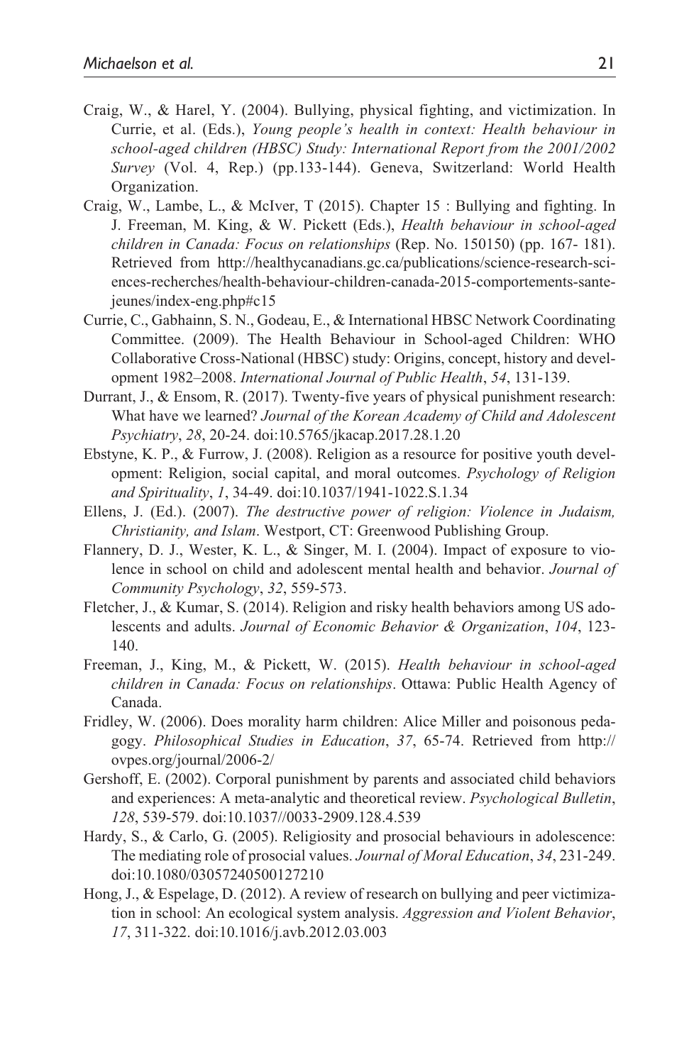Craig, W., & Harel, Y. (2004). Bullying, physical fighting, and victimization. In Currie, et al. (Eds.), *Young people's health in context: Health behaviour in school-aged children (HBSC) Study: International Report from the 2001/2002 Survey* (Vol. 4, Rep.) (pp.133-144). Geneva, Switzerland: World Health Organization.

Craig, W., Lambe, L., & McIver, T (2015). Chapter 15 : Bullying and fighting. In J. Freeman, M. King, & W. Pickett (Eds.), *Health behaviour in school-aged children in Canada: Focus on relationships* (Rep. No. 150150) (pp. 167- 181). Retrieved from http://healthycanadians.gc.ca/publications/science-research-sciences-recherches/health-behaviour-children-canada-2015-comportements-sante-jeunes/index-eng.php#c15

Currie, C., Gabhainn, S. N., Godeau, E., & International HBSC Network Coordinating Committee. (2009). The Health Behaviour in School-aged Children: WHO Collaborative Cross-National (HBSC) study: Origins, concept, history and development 1982–2008. *International Journal of Public Health*, *54*, 131-139.

Durrant, J., & Ensom, R. (2017). Twenty-five years of physical punishment research: What have we learned? *Journal of the Korean Academy of Child and Adolescent Psychiatry*, *28*, 20-24. doi:10.5765/jkacap.2017.28.1.20

Ebstyne, K. P., & Furrow, J. (2008). Religion as a resource for positive youth development: Religion, social capital, and moral outcomes. *Psychology of Religion and Spirituality*, *1*, 34-49. doi:10.1037/1941-1022.S.1.34

Ellens, J. (Ed.). (2007). *The destructive power of religion: Violence in Judaism, Christianity, and Islam*. Westport, CT: Greenwood Publishing Group.

Flannery, D. J., Wester, K. L., & Singer, M. I. (2004). Impact of exposure to violence in school on child and adolescent mental health and behavior. *Journal of Community Psychology*, *32*, 559-573.

Fletcher, J., & Kumar, S. (2014). Religion and risky health behaviors among US adolescents and adults. *Journal of Economic Behavior & Organization*, *104*, 123-140.

Freeman, J., King, M., & Pickett, W. (2015). *Health behaviour in school-aged children in Canada: Focus on relationships*. Ottawa: Public Health Agency of Canada.

Fridley, W. (2006). Does morality harm children: Alice Miller and poisonous pedagogy. *Philosophical Studies in Education*, *37*, 65-74. Retrieved from http://ovpes.org/journal/2006-2/

Gershoff, E. (2002). Corporal punishment by parents and associated child behaviors and experiences: A meta-analytic and theoretical review. *Psychological Bulletin*, *128*, 539-579. doi:10.1037//0033-2909.128.4.539

Hardy, S., & Carlo, G. (2005). Religiosity and prosocial behaviours in adolescence: The mediating role of prosocial values. *Journal of Moral Education*, *34*, 231-249. doi:10.1080/03057240500127210

Hong, J., & Espelage, D. (2012). A review of research on bullying and peer victimization in school: An ecological system analysis. *Aggression and Violent Behavior*, *17*, 311-322. doi:10.1016/j.avb.2012.03.003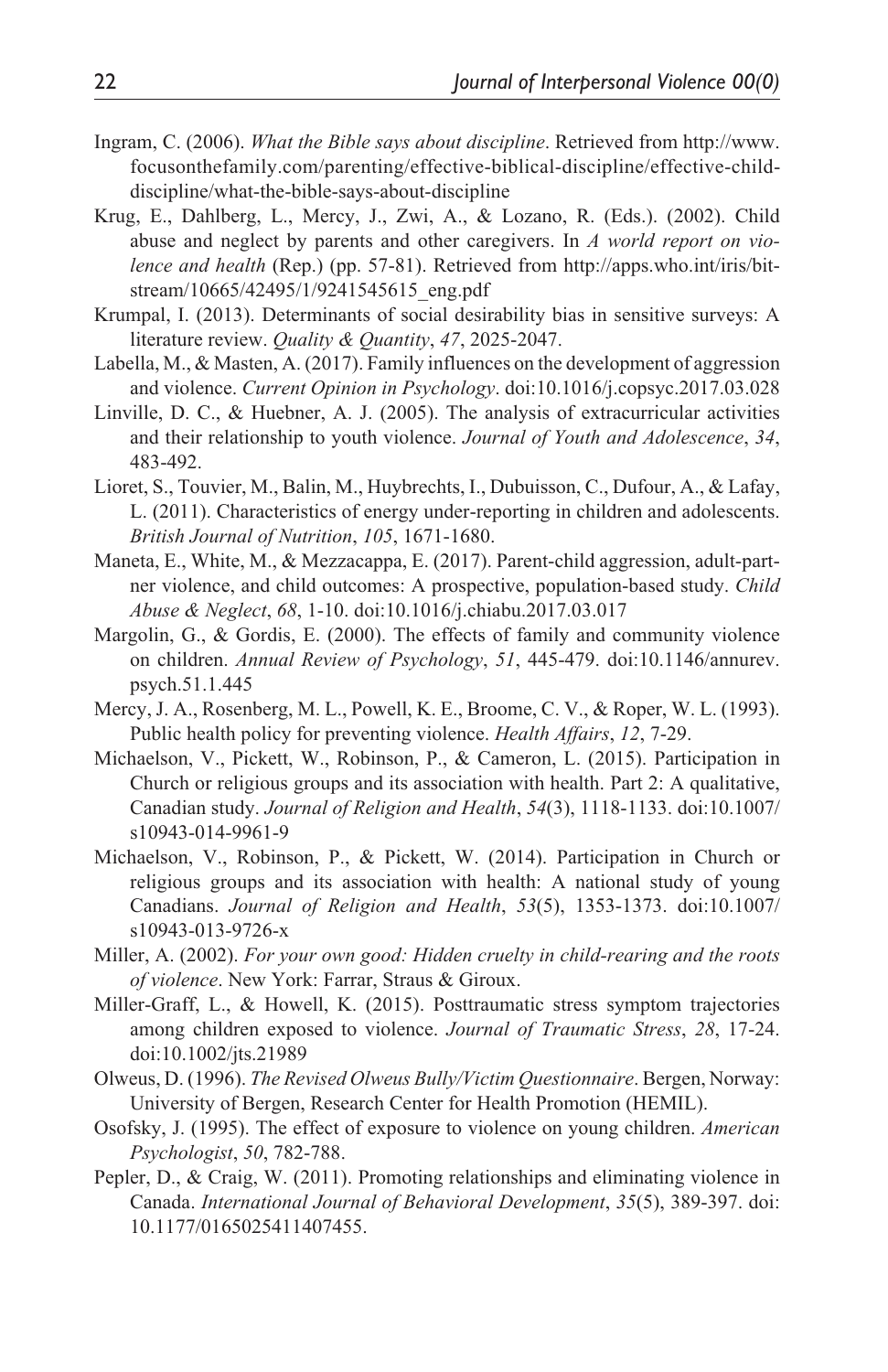Ingram, C. (2006). *What the Bible says about discipline*. Retrieved from http://www.focusonthefamily.com/parenting/effective-biblical-discipline/effective-child-discipline/what-the-bible-says-about-discipline

Krug, E., Dahlberg, L., Mercy, J., Zwi, A., & Lozano, R. (Eds.). (2002). Child abuse and neglect by parents and other caregivers. In *A world report on violence and health* (Rep.) (pp. 57-81). Retrieved from http://apps.who.int/iris/bitstream/10665/42495/1/9241545615_eng.pdf

Krumpal, I. (2013). Determinants of social desirability bias in sensitive surveys: A literature review. *Quality & Quantity*, *47*, 2025-2047.

Labella, M., & Masten, A. (2017). Family influences on the development of aggression and violence. *Current Opinion in Psychology*. doi:10.1016/j.copsyc.2017.03.028

Linville, D. C., & Huebner, A. J. (2005). The analysis of extracurricular activities and their relationship to youth violence. *Journal of Youth and Adolescence*, *34*, 483-492.

Lioret, S., Touvier, M., Balin, M., Huybrechts, I., Dubuisson, C., Dufour, A., & Lafay, L. (2011). Characteristics of energy under-reporting in children and adolescents. *British Journal of Nutrition*, *105*, 1671-1680.

Maneta, E., White, M., & Mezzacappa, E. (2017). Parent-child aggression, adult-partner violence, and child outcomes: A prospective, population-based study. *Child Abuse & Neglect*, *68*, 1-10. doi:10.1016/j.chiabu.2017.03.017

Margolin, G., & Gordis, E. (2000). The effects of family and community violence on children. *Annual Review of Psychology*, *51*, 445-479. doi:10.1146/annurev.psych.51.1.445

Mercy, J. A., Rosenberg, M. L., Powell, K. E., Broome, C. V., & Roper, W. L. (1993). Public health policy for preventing violence. *Health Affairs*, *12*, 7-29.

Michaelson, V., Pickett, W., Robinson, P., & Cameron, L. (2015). Participation in Church or religious groups and its association with health. Part 2: A qualitative, Canadian study. *Journal of Religion and Health*, *54*(3), 1118-1133. doi:10.1007/s10943-014-9961-9

Michaelson, V., Robinson, P., & Pickett, W. (2014). Participation in Church or religious groups and its association with health: A national study of young Canadians. *Journal of Religion and Health*, *53*(5), 1353-1373. doi:10.1007/s10943-013-9726-x

Miller, A. (2002). *For your own good: Hidden cruelty in child-rearing and the roots of violence*. New York: Farrar, Straus & Giroux.

Miller-Graff, L., & Howell, K. (2015). Posttraumatic stress symptom trajectories among children exposed to violence. *Journal of Traumatic Stress*, *28*, 17-24. doi:10.1002/jts.21989

Olweus, D. (1996). *The Revised Olweus Bully/Victim Questionnaire*. Bergen, Norway: University of Bergen, Research Center for Health Promotion (HEMIL).

Osofsky, J. (1995). The effect of exposure to violence on young children. *American Psychologist*, *50*, 782-788.

Pepler, D., & Craig, W. (2011). Promoting relationships and eliminating violence in Canada. *International Journal of Behavioral Development*, *35*(5), 389-397. doi:10.1177/0165025411407455.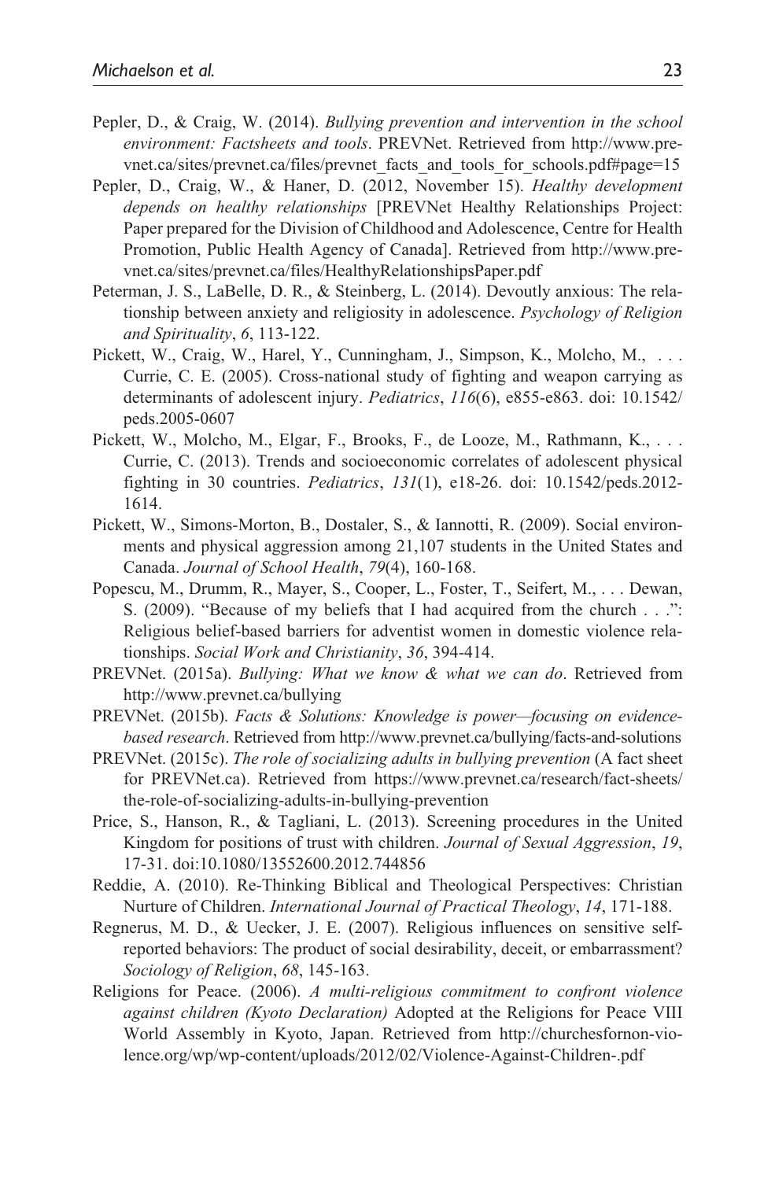Pepler, D., & Craig, W. (2014). *Bullying prevention and intervention in the school environment: Factsheets and tools*. PREVNet. Retrieved from http://www.prevnet.ca/sites/prevnet.ca/files/prevnet_facts_and_tools_for_schools.pdf#page=15

Pepler, D., Craig, W., & Haner, D. (2012, November 15). *Healthy development depends on healthy relationships* [PREVNet Healthy Relationships Project: Paper prepared for the Division of Childhood and Adolescence, Centre for Health Promotion, Public Health Agency of Canada]. Retrieved from http://www.prevnet.ca/sites/prevnet.ca/files/HealthyRelationshipsPaper.pdf

Peterman, J. S., LaBelle, D. R., & Steinberg, L. (2014). Devoutly anxious: The relationship between anxiety and religiosity in adolescence. *Psychology of Religion and Spirituality*, *6*, 113-122.

Pickett, W., Craig, W., Harel, Y., Cunningham, J., Simpson, K., Molcho, M., . . . Currie, C. E. (2005). Cross-national study of fighting and weapon carrying as determinants of adolescent injury. *Pediatrics*, *116*(6), e855-e863. doi: 10.1542/peds.2005-0607

Pickett, W., Molcho, M., Elgar, F., Brooks, F., de Looze, M., Rathmann, K., . . . Currie, C. (2013). Trends and socioeconomic correlates of adolescent physical fighting in 30 countries. *Pediatrics*, *131*(1), e18-26. doi: 10.1542/peds.2012-1614.

Pickett, W., Simons-Morton, B., Dostaler, S., & Iannotti, R. (2009). Social environments and physical aggression among 21,107 students in the United States and Canada. *Journal of School Health*, *79*(4), 160-168.

Popescu, M., Drumm, R., Mayer, S., Cooper, L., Foster, T., Seifert, M., . . . Dewan, S. (2009). "Because of my beliefs that I had acquired from the church . . .": Religious belief-based barriers for adventist women in domestic violence relationships. *Social Work and Christianity*, *36*, 394-414.

PREVNet. (2015a). *Bullying: What we know & what we can do*. Retrieved from http://www.prevnet.ca/bullying

PREVNet. (2015b). *Facts & Solutions: Knowledge is power—focusing on evidence-based research*. Retrieved from http://www.prevnet.ca/bullying/facts-and-solutions

PREVNet. (2015c). *The role of socializing adults in bullying prevention* (A fact sheet for PREVNet.ca). Retrieved from https://www.prevnet.ca/research/fact-sheets/the-role-of-socializing-adults-in-bullying-prevention

Price, S., Hanson, R., & Tagliani, L. (2013). Screening procedures in the United Kingdom for positions of trust with children. *Journal of Sexual Aggression*, *19*, 17-31. doi:10.1080/13552600.2012.744856

Reddie, A. (2010). Re-Thinking Biblical and Theological Perspectives: Christian Nurture of Children. *International Journal of Practical Theology*, *14*, 171-188.

Regnerus, M. D., & Uecker, J. E. (2007). Religious influences on sensitive self-reported behaviors: The product of social desirability, deceit, or embarrassment? *Sociology of Religion*, *68*, 145-163.

Religions for Peace. (2006). *A multi-religious commitment to confront violence against children (Kyoto Declaration)* Adopted at the Religions for Peace VIII World Assembly in Kyoto, Japan. Retrieved from http://churchesfornon-violence.org/wp/wp-content/uploads/2012/02/Violence-Against-Children-.pdf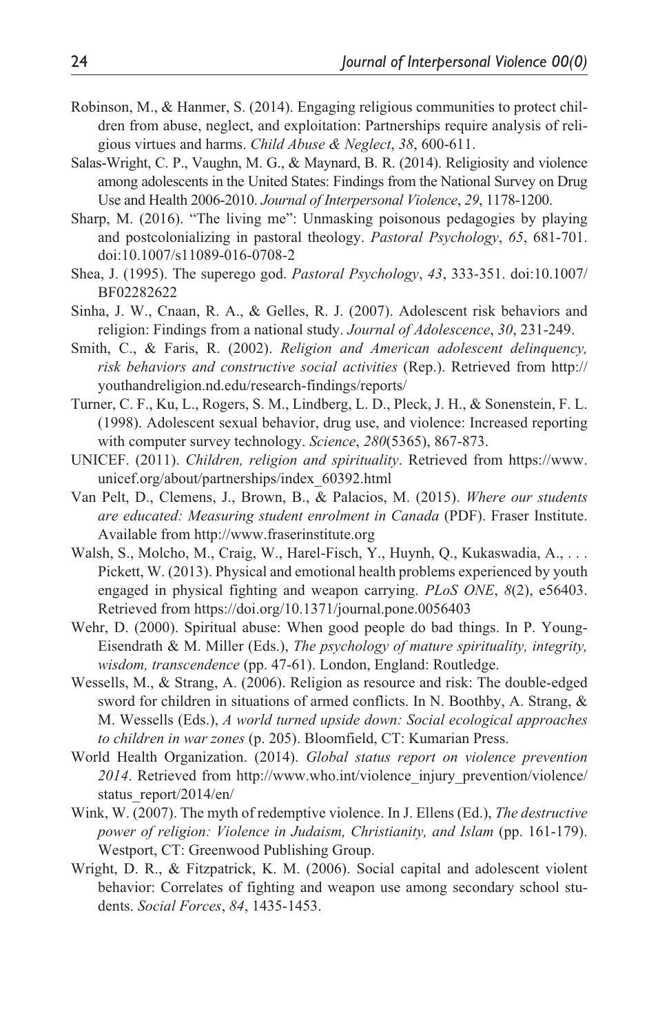Robinson, M., & Hanmer, S. (2014). Engaging religious communities to protect children from abuse, neglect, and exploitation: Partnerships require analysis of religious virtues and harms. *Child Abuse & Neglect*, *38*, 600-611.

Salas-Wright, C. P., Vaughn, M. G., & Maynard, B. R. (2014). Religiosity and violence among adolescents in the United States: Findings from the National Survey on Drug Use and Health 2006-2010. *Journal of Interpersonal Violence*, *29*, 1178-1200.

Sharp, M. (2016). "The living me": Unmasking poisonous pedagogies by playing and postcolonializing in pastoral theology. *Pastoral Psychology*, *65*, 681-701. doi:10.1007/s11089-016-0708-2

Shea, J. (1995). The superego god. *Pastoral Psychology*, *43*, 333-351. doi:10.1007/BF02282622

Sinha, J. W., Cnaan, R. A., & Gelles, R. J. (2007). Adolescent risk behaviors and religion: Findings from a national study. *Journal of Adolescence*, *30*, 231-249.

Smith, C., & Faris, R. (2002). *Religion and American adolescent delinquency, risk behaviors and constructive social activities* (Rep.). Retrieved from http://youthandreligion.nd.edu/research-findings/reports/

Turner, C. F., Ku, L., Rogers, S. M., Lindberg, L. D., Pleck, J. H., & Sonenstein, F. L. (1998). Adolescent sexual behavior, drug use, and violence: Increased reporting with computer survey technology. *Science*, *280*(5365), 867-873.

UNICEF. (2011). *Children, religion and spirituality*. Retrieved from https://www.unicef.org/about/partnerships/index_60392.html

Van Pelt, D., Clemens, J., Brown, B., & Palacios, M. (2015). *Where our students are educated: Measuring student enrolment in Canada* (PDF). Fraser Institute. Available from http://www.fraserinstitute.org

Walsh, S., Molcho, M., Craig, W., Harel-Fisch, Y., Huynh, Q., Kukaswadia, A., . . . Pickett, W. (2013). Physical and emotional health problems experienced by youth engaged in physical fighting and weapon carrying. *PLoS ONE*, *8*(2), e56403. Retrieved from https://doi.org/10.1371/journal.pone.0056403

Wehr, D. (2000). Spiritual abuse: When good people do bad things. In P. Young-Eisendrath & M. Miller (Eds.), *The psychology of mature spirituality, integrity, wisdom, transcendence* (pp. 47-61). London, England: Routledge.

Wessells, M., & Strang, A. (2006). Religion as resource and risk: The double-edged sword for children in situations of armed conflicts. In N. Boothby, A. Strang, & M. Wessells (Eds.), *A world turned upside down: Social ecological approaches to children in war zones* (p. 205). Bloomfield, CT: Kumarian Press.

World Health Organization. (2014). *Global status report on violence prevention 2014*. Retrieved from http://www.who.int/violence_injury_prevention/violence/status_report/2014/en/

Wink, W. (2007). The myth of redemptive violence. In J. Ellens (Ed.), *The destructive power of religion: Violence in Judaism, Christianity, and Islam* (pp. 161-179). Westport, CT: Greenwood Publishing Group.

Wright, D. R., & Fitzpatrick, K. M. (2006). Social capital and adolescent violent behavior: Correlates of fighting and weapon use among secondary school students. *Social Forces*, *84*, 1435-1453.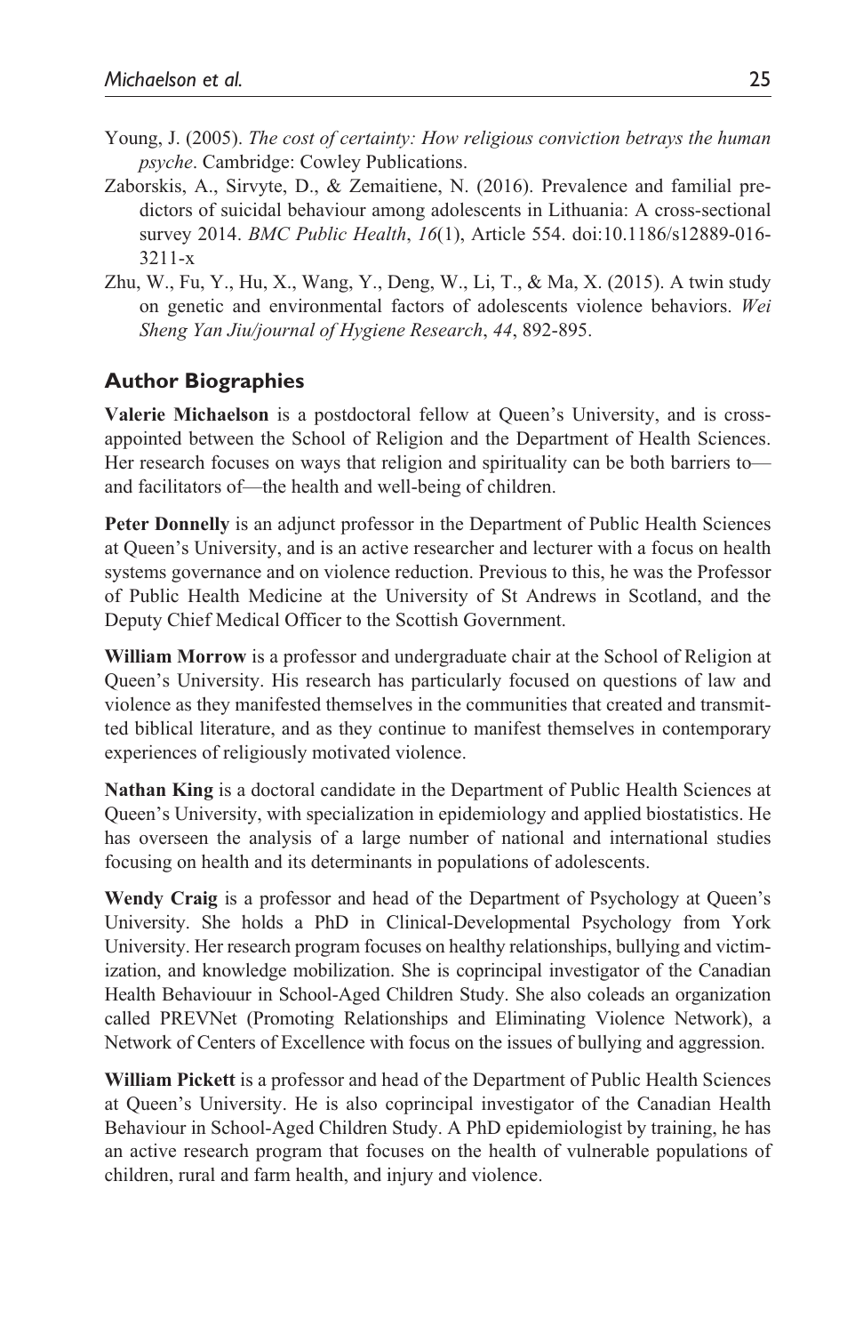Young, J. (2005). *The cost of certainty: How religious conviction betrays the human psyche*. Cambridge: Cowley Publications.

Zaborskis, A., Sirvyte, D., & Zemaitiene, N. (2016). Prevalence and familial predictors of suicidal behaviour among adolescents in Lithuania: A cross-sectional survey 2014. *BMC Public Health*, *16*(1), Article 554. doi:10.1186/s12889-016-3211-x

Zhu, W., Fu, Y., Hu, X., Wang, Y., Deng, W., Li, T., & Ma, X. (2015). A twin study on genetic and environmental factors of adolescents violence behaviors. *Wei Sheng Yan Jiu/journal of Hygiene Research*, *44*, 892-895.

## Author Biographies

**Valerie Michaelson** is a postdoctoral fellow at Queen's University, and is cross-appointed between the School of Religion and the Department of Health Sciences. Her research focuses on ways that religion and spirituality can be both barriers to—and facilitators of—the health and well-being of children.

**Peter Donnelly** is an adjunct professor in the Department of Public Health Sciences at Queen's University, and is an active researcher and lecturer with a focus on health systems governance and on violence reduction. Previous to this, he was the Professor of Public Health Medicine at the University of St Andrews in Scotland, and the Deputy Chief Medical Officer to the Scottish Government.

**William Morrow** is a professor and undergraduate chair at the School of Religion at Queen's University. His research has particularly focused on questions of law and violence as they manifested themselves in the communities that created and transmitted biblical literature, and as they continue to manifest themselves in contemporary experiences of religiously motivated violence.

**Nathan King** is a doctoral candidate in the Department of Public Health Sciences at Queen's University, with specialization in epidemiology and applied biostatistics. He has overseen the analysis of a large number of national and international studies focusing on health and its determinants in populations of adolescents.

**Wendy Craig** is a professor and head of the Department of Psychology at Queen's University. She holds a PhD in Clinical-Developmental Psychology from York University. Her research program focuses on healthy relationships, bullying and victimization, and knowledge mobilization. She is coprincipal investigator of the Canadian Health Behaviouur in School-Aged Children Study. She also coleads an organization called PREVNet (Promoting Relationships and Eliminating Violence Network), a Network of Centers of Excellence with focus on the issues of bullying and aggression.

**William Pickett** is a professor and head of the Department of Public Health Sciences at Queen's University. He is also coprincipal investigator of the Canadian Health Behaviour in School-Aged Children Study. A PhD epidemiologist by training, he has an active research program that focuses on the health of vulnerable populations of children, rural and farm health, and injury and violence.